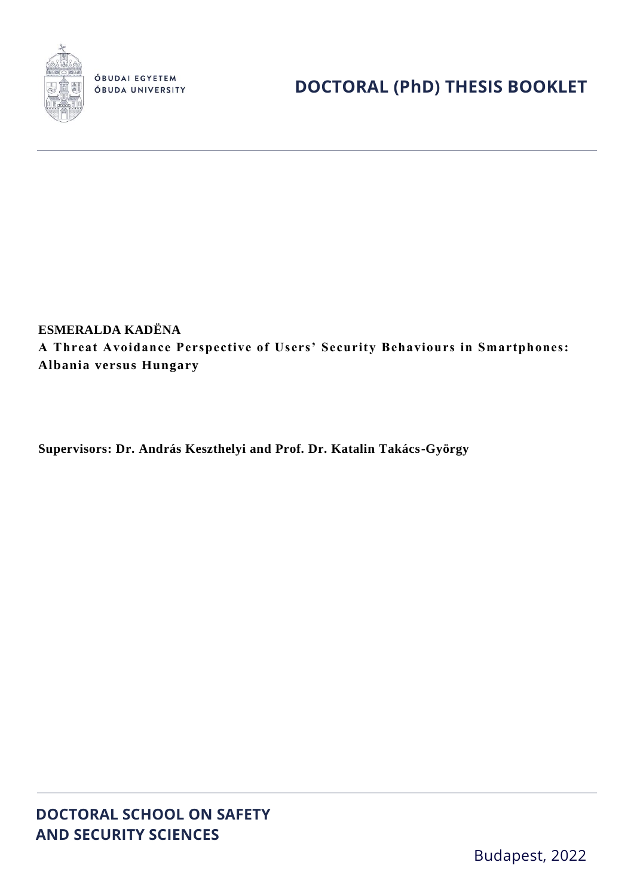ÓBUDAI EGYETEM
ÓBUDA UNIVERSITY

# DOCTORAL (PhD) THESIS BOOKLET

**ESMERALDA KADËNA**

**A Threat Avoidance Perspective of Users' Security Behaviours in Smartphones: Albania versus Hungary**

**Supervisors: Dr. András Keszthelyi and Prof. Dr. Katalin Takács-György**

**DOCTORAL SCHOOL ON SAFETY AND SECURITY SCIENCES**

Budapest, 2022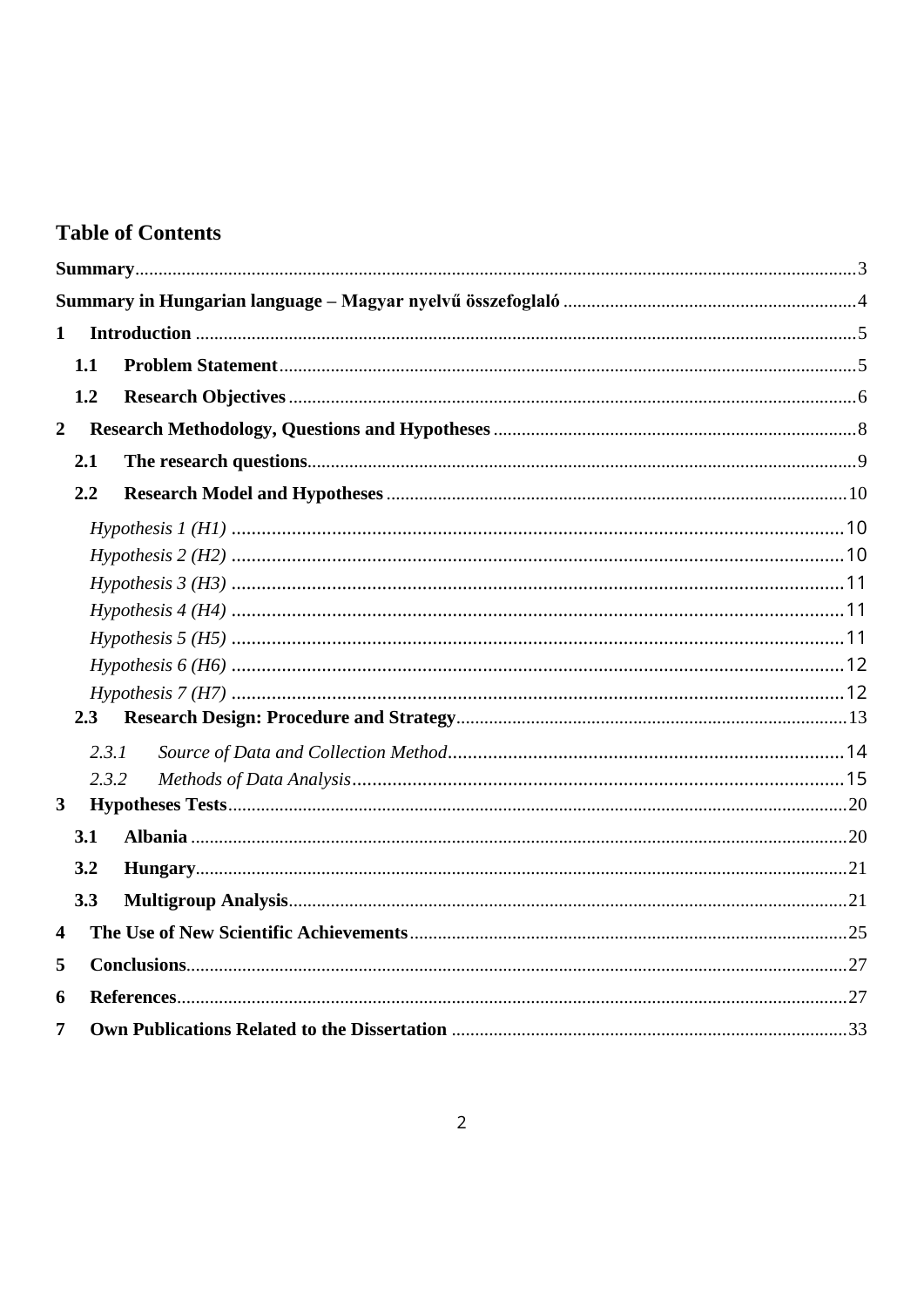## Table of Contents

**Summary** ... 3

**Summary in Hungarian language – Magyar nyelvű összefoglaló** ... 4

**1 Introduction** ... 5

- **1.1 Problem Statement** ... 5
- **1.2 Research Objectives** ... 6

**2 Research Methodology, Questions and Hypotheses** ... 8

- **2.1 The research questions** ... 9
- **2.2 Research Model and Hypotheses** ... 10
  - *Hypothesis 1 (H1)* ... 10
  - *Hypothesis 2 (H2)* ... 10
  - *Hypothesis 3 (H3)* ... 11
  - *Hypothesis 4 (H4)* ... 11
  - *Hypothesis 5 (H5)* ... 11
  - *Hypothesis 6 (H6)* ... 12
  - *Hypothesis 7 (H7)* ... 12
- **2.3 Research Design: Procedure and Strategy** ... 13
  - *2.3.1 Source of Data and Collection Method* ... 14
  - *2.3.2 Methods of Data Analysis* ... 15

**3 Hypotheses Tests** ... 20

- **3.1 Albania** ... 20
- **3.2 Hungary** ... 21
- **3.3 Multigroup Analysis** ... 21

**4 The Use of New Scientific Achievements** ... 25

**5 Conclusions** ... 27

**6 References** ... 27

**7 Own Publications Related to the Dissertation** ... 33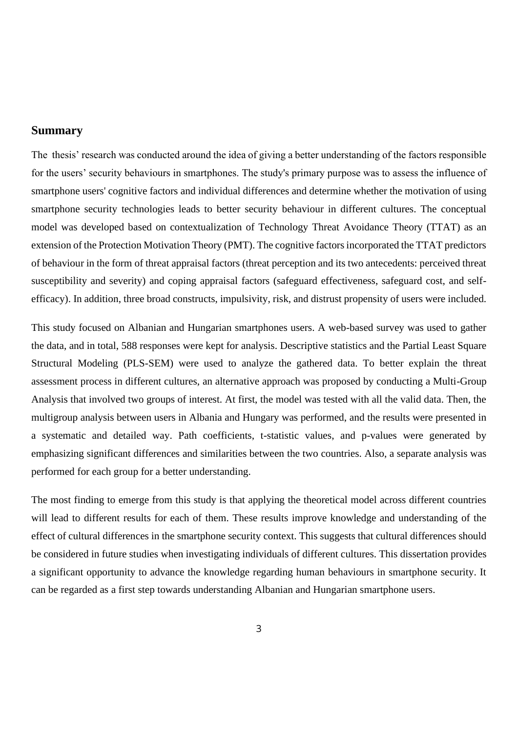## Summary

The thesis' research was conducted around the idea of giving a better understanding of the factors responsible for the users' security behaviours in smartphones. The study's primary purpose was to assess the influence of smartphone users' cognitive factors and individual differences and determine whether the motivation of using smartphone security technologies leads to better security behaviour in different cultures. The conceptual model was developed based on contextualization of Technology Threat Avoidance Theory (TTAT) as an extension of the Protection Motivation Theory (PMT). The cognitive factors incorporated the TTAT predictors of behaviour in the form of threat appraisal factors (threat perception and its two antecedents: perceived threat susceptibility and severity) and coping appraisal factors (safeguard effectiveness, safeguard cost, and self-efficacy). In addition, three broad constructs, impulsivity, risk, and distrust propensity of users were included.

This study focused on Albanian and Hungarian smartphones users. A web-based survey was used to gather the data, and in total, 588 responses were kept for analysis. Descriptive statistics and the Partial Least Square Structural Modeling (PLS-SEM) were used to analyze the gathered data. To better explain the threat assessment process in different cultures, an alternative approach was proposed by conducting a Multi-Group Analysis that involved two groups of interest. At first, the model was tested with all the valid data. Then, the multigroup analysis between users in Albania and Hungary was performed, and the results were presented in a systematic and detailed way. Path coefficients, t-statistic values, and p-values were generated by emphasizing significant differences and similarities between the two countries. Also, a separate analysis was performed for each group for a better understanding.

The most finding to emerge from this study is that applying the theoretical model across different countries will lead to different results for each of them. These results improve knowledge and understanding of the effect of cultural differences in the smartphone security context. This suggests that cultural differences should be considered in future studies when investigating individuals of different cultures. This dissertation provides a significant opportunity to advance the knowledge regarding human behaviours in smartphone security. It can be regarded as a first step towards understanding Albanian and Hungarian smartphone users.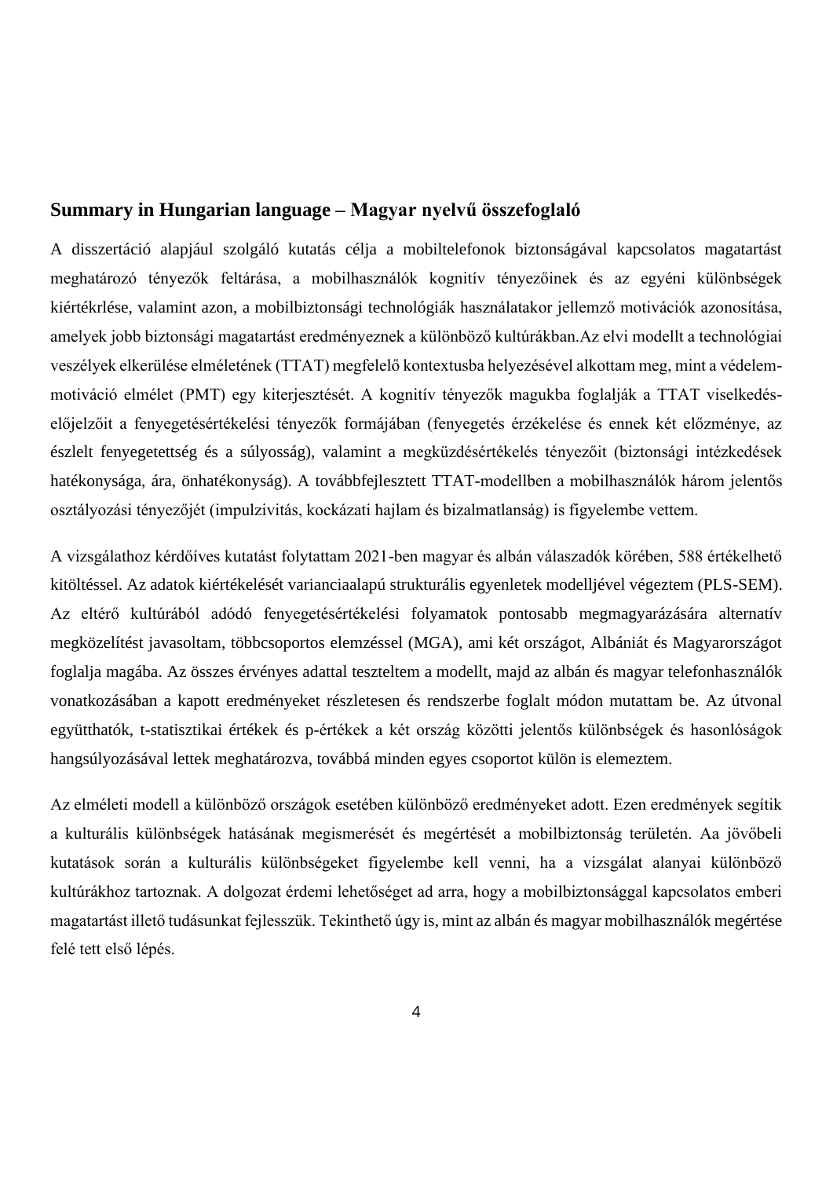## Summary in Hungarian language – Magyar nyelvű összefoglaló

A disszertáció alapjául szolgáló kutatás célja a mobiltelefonok biztonságával kapcsolatos magatartást meghatározó tényezők feltárása, a mobilhasználók kognitív tényezőinek és az egyéni különbségek kiértékrlése, valamint azon, a mobilbiztonsági technológiák használatakor jellemző motivációk azonosítása, amelyek jobb biztonsági magatartást eredményeznek a különböző kultúrákban.Az elvi modellt a technológiai veszélyek elkerülése elméletének (TTAT) megfelelő kontextusba helyezésével alkottam meg, mint a védelem-motiváció elmélet (PMT) egy kiterjesztését. A kognitív tényezők magukba foglalják a TTAT viselkedés-előjelzőit a fenyegetésértékelési tényezők formájában (fenyegetés érzékelése és ennek két előzménye, az észlelt fenyegetettség és a súlyosság), valamint a megküzdésértékelés tényezőit (biztonsági intézkedések hatékonysága, ára, önhatékonyság). A továbbfejlesztett TTAT-modellben a mobilhasználók három jelentős osztályozási tényezőjét (impulzivitás, kockázati hajlam és bizalmatlanság) is figyelembe vettem.

A vizsgálathoz kérdőíves kutatást folytattam 2021-ben magyar és albán válaszadók körében, 588 értékelhető kitöltéssel. Az adatok kiértékelését varianciaalapú strukturális egyenletek modelljével végeztem (PLS-SEM). Az eltérő kultúrából adódó fenyegetésértékelési folyamatok pontosabb megmagyarázására alternatív megközelítést javasoltam, többcsoportos elemzéssel (MGA), ami két országot, Albániát és Magyarországot foglalja magába. Az összes érvényes adattal teszteltem a modellt, majd az albán és magyar telefonhasználók vonatkozásában a kapott eredményeket részletesen és rendszerbe foglalt módon mutattam be. Az útvonal együtthatók, t-statisztikai értékek és p-értékek a két ország közötti jelentős különbségek és hasonlóságok hangsúlyozásával lettek meghatározva, továbbá minden egyes csoportot külön is elemeztem.

Az elméleti modell a különböző országok esetében különböző eredményeket adott. Ezen eredmények segítik a kulturális különbségek hatásának megismerését és megértését a mobilbiztonság területén. Aa jövőbeli kutatások során a kulturális különbségeket figyelembe kell venni, ha a vizsgálat alanyai különböző kultúrákhoz tartoznak. A dolgozat érdemi lehetőséget ad arra, hogy a mobilbiztonsággal kapcsolatos emberi magatartást illető tudásunkat fejlesszük. Tekinthető úgy is, mint az albán és magyar mobilhasználók megértése felé tett első lépés.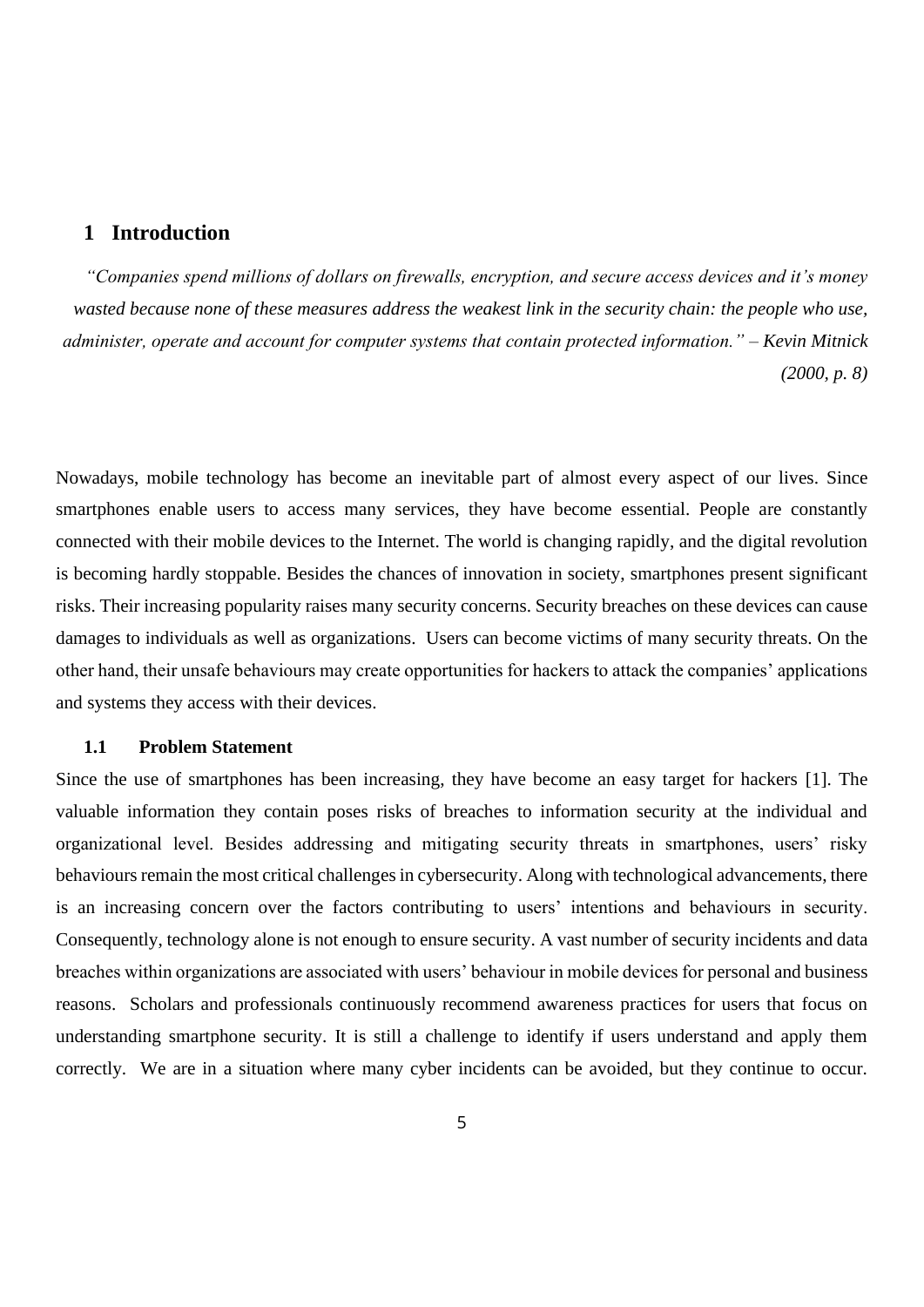# 1 Introduction

*"Companies spend millions of dollars on firewalls, encryption, and secure access devices and it's money wasted because none of these measures address the weakest link in the security chain: the people who use, administer, operate and account for computer systems that contain protected information."* – *Kevin Mitnick (2000, p. 8)*

Nowadays, mobile technology has become an inevitable part of almost every aspect of our lives. Since smartphones enable users to access many services, they have become essential. People are constantly connected with their mobile devices to the Internet. The world is changing rapidly, and the digital revolution is becoming hardly stoppable. Besides the chances of innovation in society, smartphones present significant risks. Their increasing popularity raises many security concerns. Security breaches on these devices can cause damages to individuals as well as organizations. Users can become victims of many security threats. On the other hand, their unsafe behaviours may create opportunities for hackers to attack the companies' applications and systems they access with their devices.

## 1.1 Problem Statement

Since the use of smartphones has been increasing, they have become an easy target for hackers [1]. The valuable information they contain poses risks of breaches to information security at the individual and organizational level. Besides addressing and mitigating security threats in smartphones, users' risky behaviours remain the most critical challenges in cybersecurity. Along with technological advancements, there is an increasing concern over the factors contributing to users' intentions and behaviours in security. Consequently, technology alone is not enough to ensure security. A vast number of security incidents and data breaches within organizations are associated with users' behaviour in mobile devices for personal and business reasons. Scholars and professionals continuously recommend awareness practices for users that focus on understanding smartphone security. It is still a challenge to identify if users understand and apply them correctly. We are in a situation where many cyber incidents can be avoided, but they continue to occur.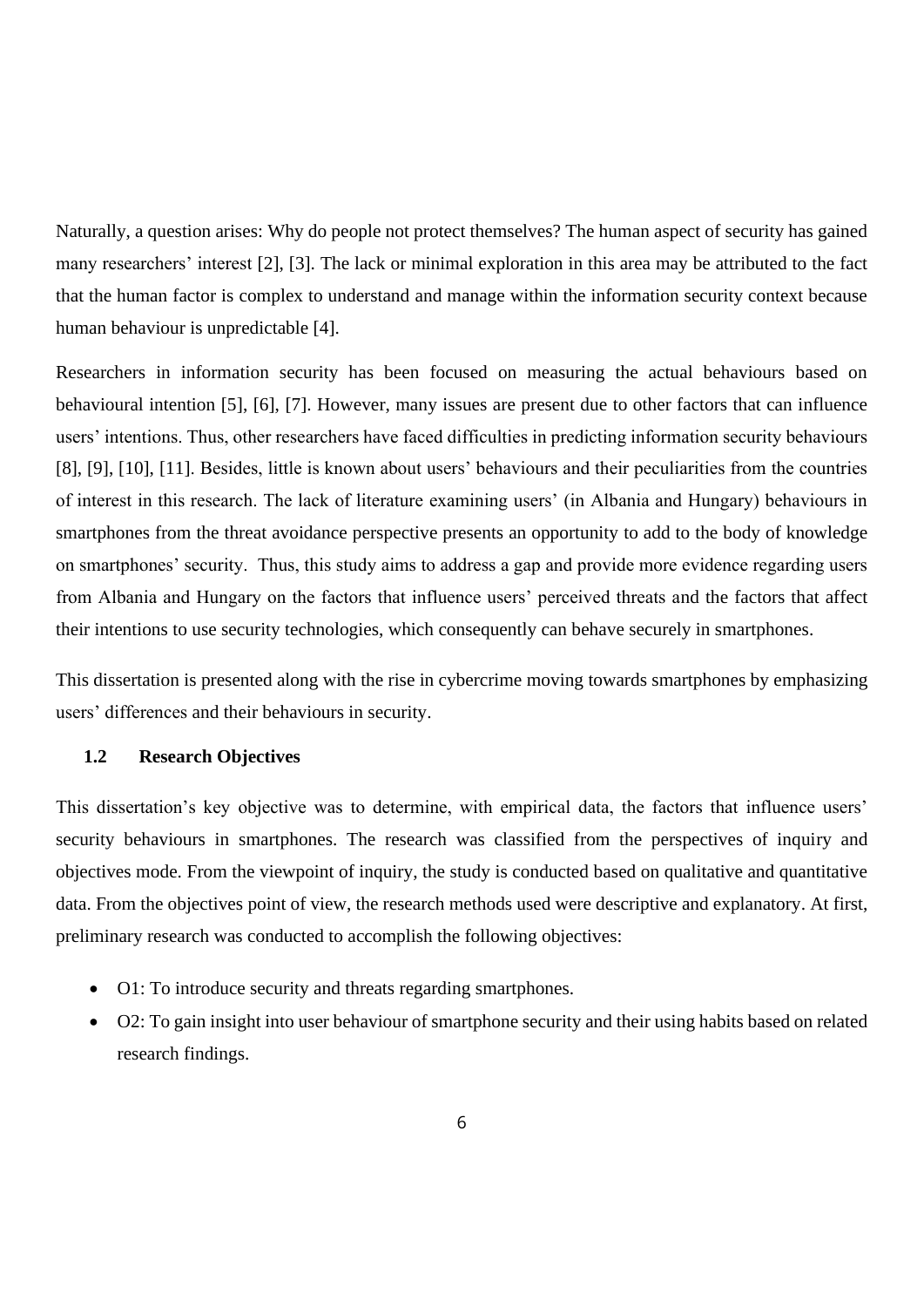Naturally, a question arises: Why do people not protect themselves? The human aspect of security has gained many researchers' interest [2], [3]. The lack or minimal exploration in this area may be attributed to the fact that the human factor is complex to understand and manage within the information security context because human behaviour is unpredictable [4].

Researchers in information security has been focused on measuring the actual behaviours based on behavioural intention [5], [6], [7]. However, many issues are present due to other factors that can influence users' intentions. Thus, other researchers have faced difficulties in predicting information security behaviours [8], [9], [10], [11]. Besides, little is known about users' behaviours and their peculiarities from the countries of interest in this research. The lack of literature examining users' (in Albania and Hungary) behaviours in smartphones from the threat avoidance perspective presents an opportunity to add to the body of knowledge on smartphones' security. Thus, this study aims to address a gap and provide more evidence regarding users from Albania and Hungary on the factors that influence users' perceived threats and the factors that affect their intentions to use security technologies, which consequently can behave securely in smartphones.

This dissertation is presented along with the rise in cybercrime moving towards smartphones by emphasizing users' differences and their behaviours in security.

### 1.2 Research Objectives

This dissertation's key objective was to determine, with empirical data, the factors that influence users' security behaviours in smartphones. The research was classified from the perspectives of inquiry and objectives mode. From the viewpoint of inquiry, the study is conducted based on qualitative and quantitative data. From the objectives point of view, the research methods used were descriptive and explanatory. At first, preliminary research was conducted to accomplish the following objectives:

- O1: To introduce security and threats regarding smartphones.
- O2: To gain insight into user behaviour of smartphone security and their using habits based on related research findings.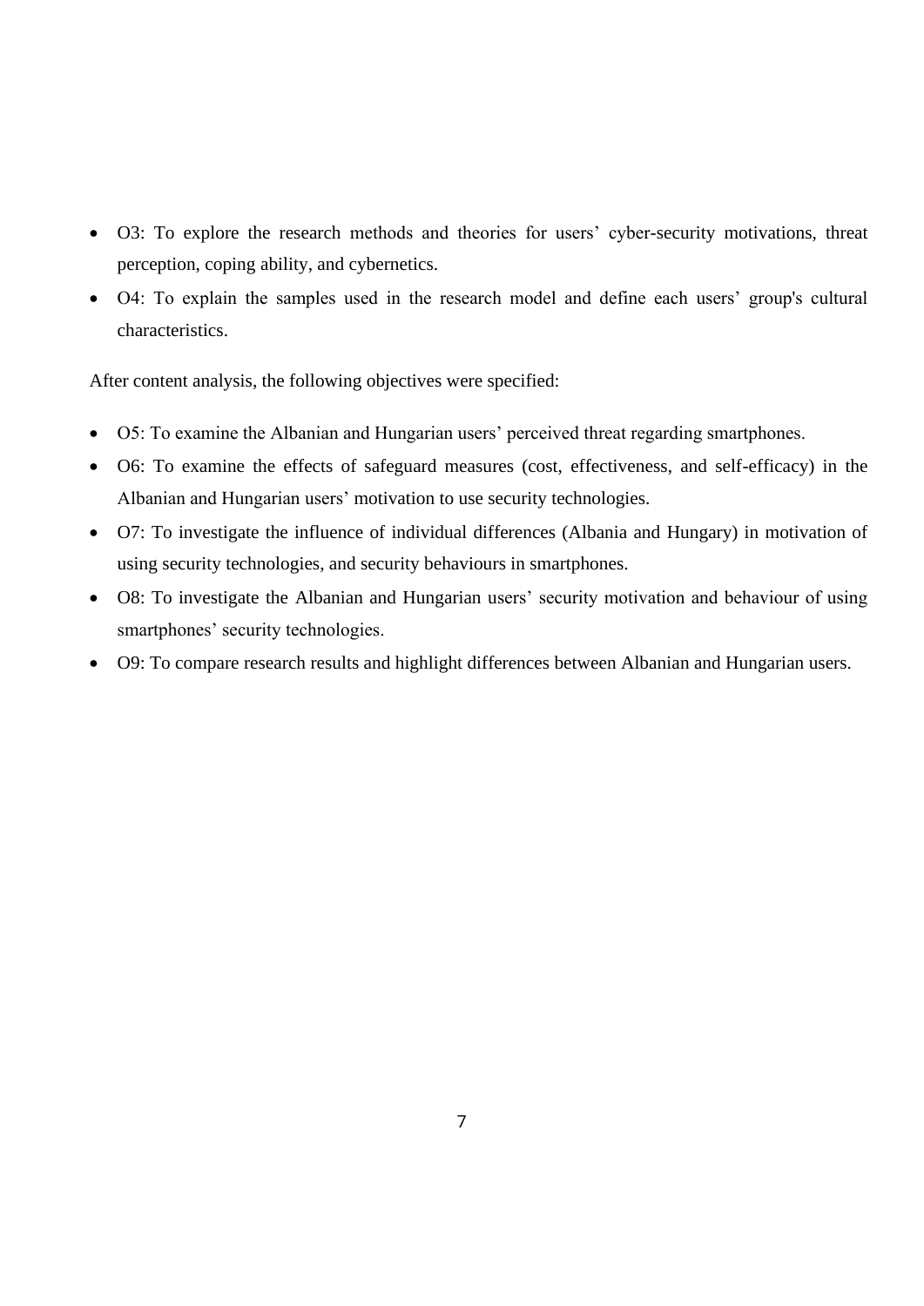- O3: To explore the research methods and theories for users' cyber-security motivations, threat perception, coping ability, and cybernetics.
- O4: To explain the samples used in the research model and define each users' group's cultural characteristics.

After content analysis, the following objectives were specified:

- O5: To examine the Albanian and Hungarian users' perceived threat regarding smartphones.
- O6: To examine the effects of safeguard measures (cost, effectiveness, and self-efficacy) in the Albanian and Hungarian users' motivation to use security technologies.
- O7: To investigate the influence of individual differences (Albania and Hungary) in motivation of using security technologies, and security behaviours in smartphones.
- O8: To investigate the Albanian and Hungarian users' security motivation and behaviour of using smartphones' security technologies.
- O9: To compare research results and highlight differences between Albanian and Hungarian users.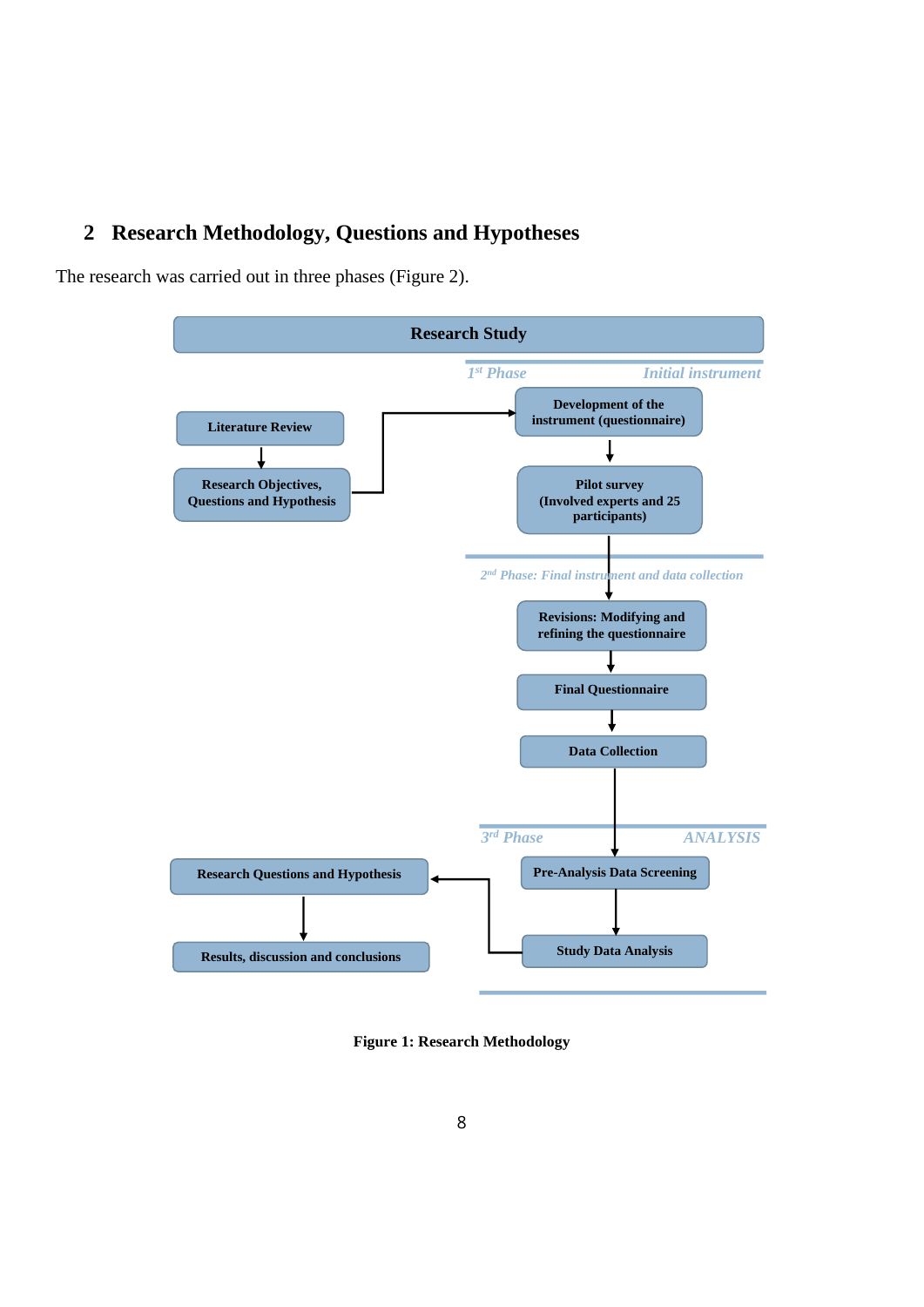## 2 Research Methodology, Questions and Hypotheses

The research was carried out in three phases (Figure 2).

**Research Study**

*1st Phase — Initial instrument*

- **Literature Review** → **Research Objectives, Questions and Hypothesis** → **Development of the instrument (questionnaire)**
- **Development of the instrument (questionnaire)** → **Pilot survey (Involved experts and 25 participants)**

*2nd Phase: Final instrument and data collection*

- **Revisions: Modifying and refining the questionnaire** → **Final Questionnaire** → **Data Collection**

*3rd Phase — ANALYSIS*

- **Pre-Analysis Data Screening** → **Study Data Analysis** → **Research Questions and Hypothesis** → **Results, discussion and conclusions**

**Figure 1: Research Methodology**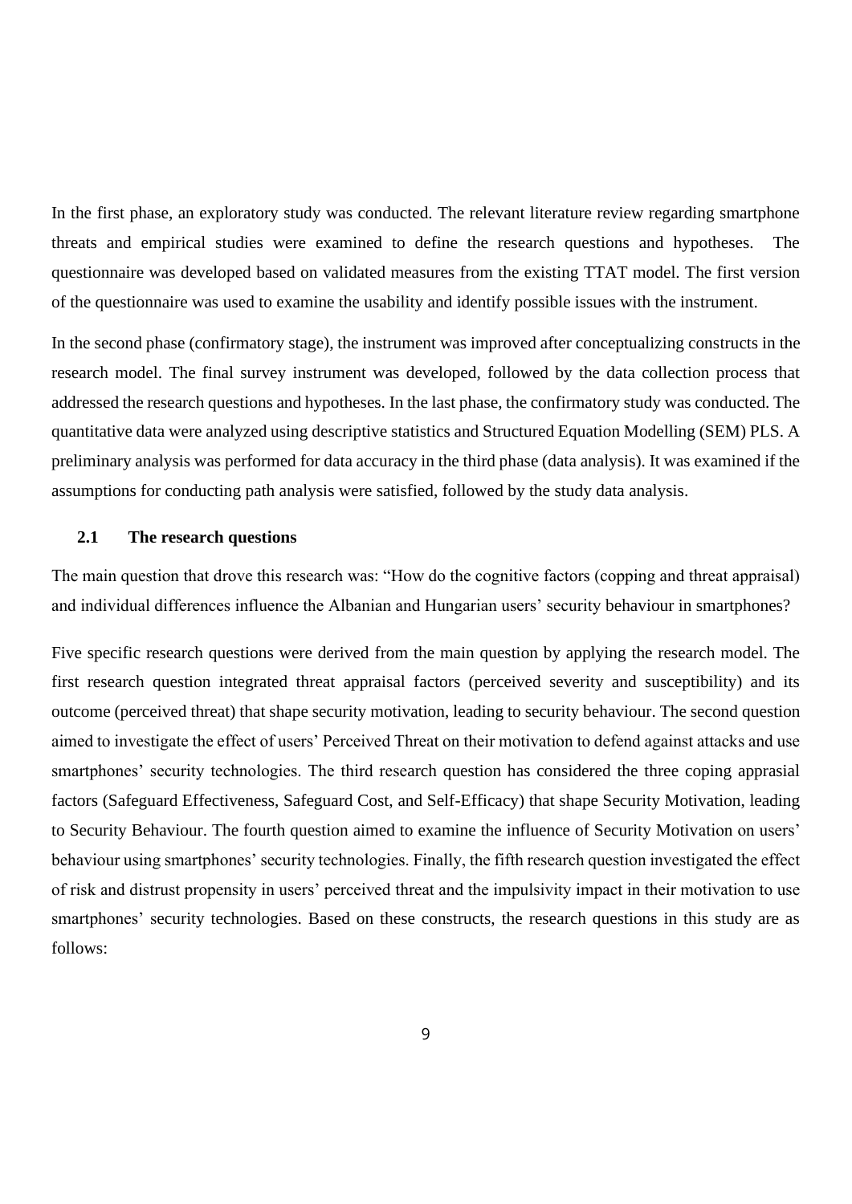In the first phase, an exploratory study was conducted. The relevant literature review regarding smartphone threats and empirical studies were examined to define the research questions and hypotheses. The questionnaire was developed based on validated measures from the existing TTAT model. The first version of the questionnaire was used to examine the usability and identify possible issues with the instrument.

In the second phase (confirmatory stage), the instrument was improved after conceptualizing constructs in the research model. The final survey instrument was developed, followed by the data collection process that addressed the research questions and hypotheses. In the last phase, the confirmatory study was conducted. The quantitative data were analyzed using descriptive statistics and Structured Equation Modelling (SEM) PLS. A preliminary analysis was performed for data accuracy in the third phase (data analysis). It was examined if the assumptions for conducting path analysis were satisfied, followed by the study data analysis.

## 2.1 The research questions

The main question that drove this research was: "How do the cognitive factors (copping and threat appraisal) and individual differences influence the Albanian and Hungarian users' security behaviour in smartphones?

Five specific research questions were derived from the main question by applying the research model. The first research question integrated threat appraisal factors (perceived severity and susceptibility) and its outcome (perceived threat) that shape security motivation, leading to security behaviour. The second question aimed to investigate the effect of users' Perceived Threat on their motivation to defend against attacks and use smartphones' security technologies. The third research question has considered the three coping apprasial factors (Safeguard Effectiveness, Safeguard Cost, and Self-Efficacy) that shape Security Motivation, leading to Security Behaviour. The fourth question aimed to examine the influence of Security Motivation on users' behaviour using smartphones' security technologies. Finally, the fifth research question investigated the effect of risk and distrust propensity in users' perceived threat and the impulsivity impact in their motivation to use smartphones' security technologies. Based on these constructs, the research questions in this study are as follows: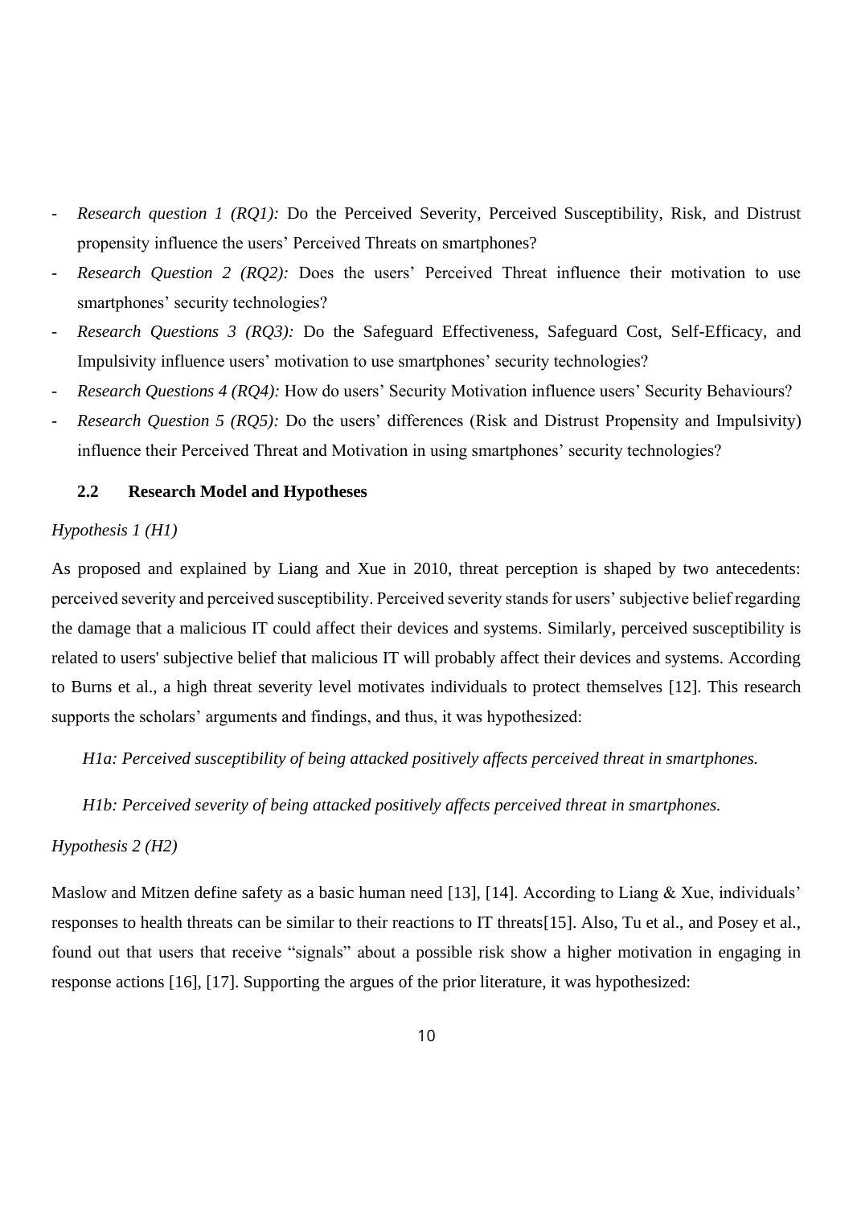- *Research question 1 (RQ1):* Do the Perceived Severity, Perceived Susceptibility, Risk, and Distrust propensity influence the users' Perceived Threats on smartphones?
- *Research Question 2 (RQ2):* Does the users' Perceived Threat influence their motivation to use smartphones' security technologies?
- *Research Questions 3 (RQ3):* Do the Safeguard Effectiveness, Safeguard Cost, Self-Efficacy, and Impulsivity influence users' motivation to use smartphones' security technologies?
- *Research Questions 4 (RQ4):* How do users' Security Motivation influence users' Security Behaviours?
- *Research Question 5 (RQ5):* Do the users' differences (Risk and Distrust Propensity and Impulsivity) influence their Perceived Threat and Motivation in using smartphones' security technologies?

### 2.2 Research Model and Hypotheses

*Hypothesis 1 (H1)*

As proposed and explained by Liang and Xue in 2010, threat perception is shaped by two antecedents: perceived severity and perceived susceptibility. Perceived severity stands for users' subjective belief regarding the damage that a malicious IT could affect their devices and systems. Similarly, perceived susceptibility is related to users' subjective belief that malicious IT will probably affect their devices and systems. According to Burns et al., a high threat severity level motivates individuals to protect themselves [12]. This research supports the scholars' arguments and findings, and thus, it was hypothesized:

*H1a: Perceived susceptibility of being attacked positively affects perceived threat in smartphones.*

*H1b: Perceived severity of being attacked positively affects perceived threat in smartphones.*

*Hypothesis 2 (H2)*

Maslow and Mitzen define safety as a basic human need [13], [14]. According to Liang & Xue, individuals' responses to health threats can be similar to their reactions to IT threats[15]. Also, Tu et al., and Posey et al., found out that users that receive "signals" about a possible risk show a higher motivation in engaging in response actions [16], [17]. Supporting the argues of the prior literature, it was hypothesized: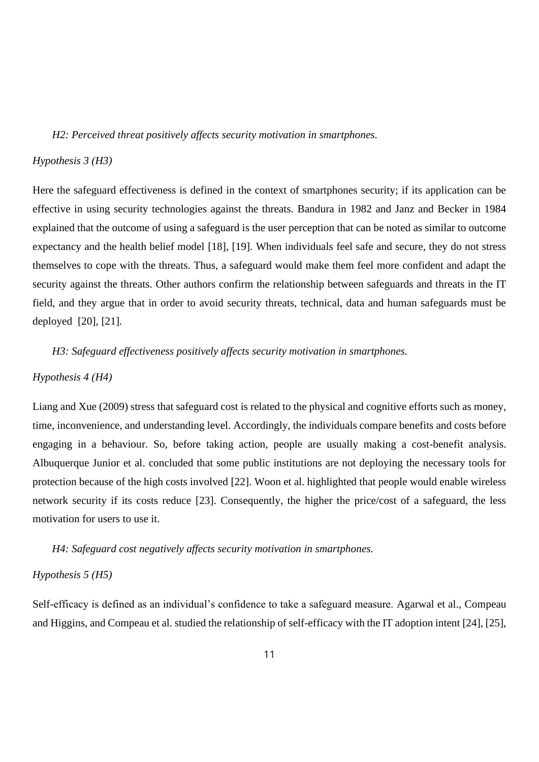*H2: Perceived threat positively affects security motivation in smartphones.*

*Hypothesis 3 (H3)*

Here the safeguard effectiveness is defined in the context of smartphones security; if its application can be effective in using security technologies against the threats. Bandura in 1982 and Janz and Becker in 1984 explained that the outcome of using a safeguard is the user perception that can be noted as similar to outcome expectancy and the health belief model [18], [19]. When individuals feel safe and secure, they do not stress themselves to cope with the threats. Thus, a safeguard would make them feel more confident and adapt the security against the threats. Other authors confirm the relationship between safeguards and threats in the IT field, and they argue that in order to avoid security threats, technical, data and human safeguards must be deployed [20], [21].

*H3: Safeguard effectiveness positively affects security motivation in smartphones.*

*Hypothesis 4 (H4)*

Liang and Xue (2009) stress that safeguard cost is related to the physical and cognitive efforts such as money, time, inconvenience, and understanding level. Accordingly, the individuals compare benefits and costs before engaging in a behaviour. So, before taking action, people are usually making a cost-benefit analysis. Albuquerque Junior et al. concluded that some public institutions are not deploying the necessary tools for protection because of the high costs involved [22]. Woon et al. highlighted that people would enable wireless network security if its costs reduce [23]. Consequently, the higher the price/cost of a safeguard, the less motivation for users to use it.

*H4: Safeguard cost negatively affects security motivation in smartphones.*

*Hypothesis 5 (H5)*

Self-efficacy is defined as an individual's confidence to take a safeguard measure. Agarwal et al., Compeau and Higgins, and Compeau et al. studied the relationship of self-efficacy with the IT adoption intent [24], [25],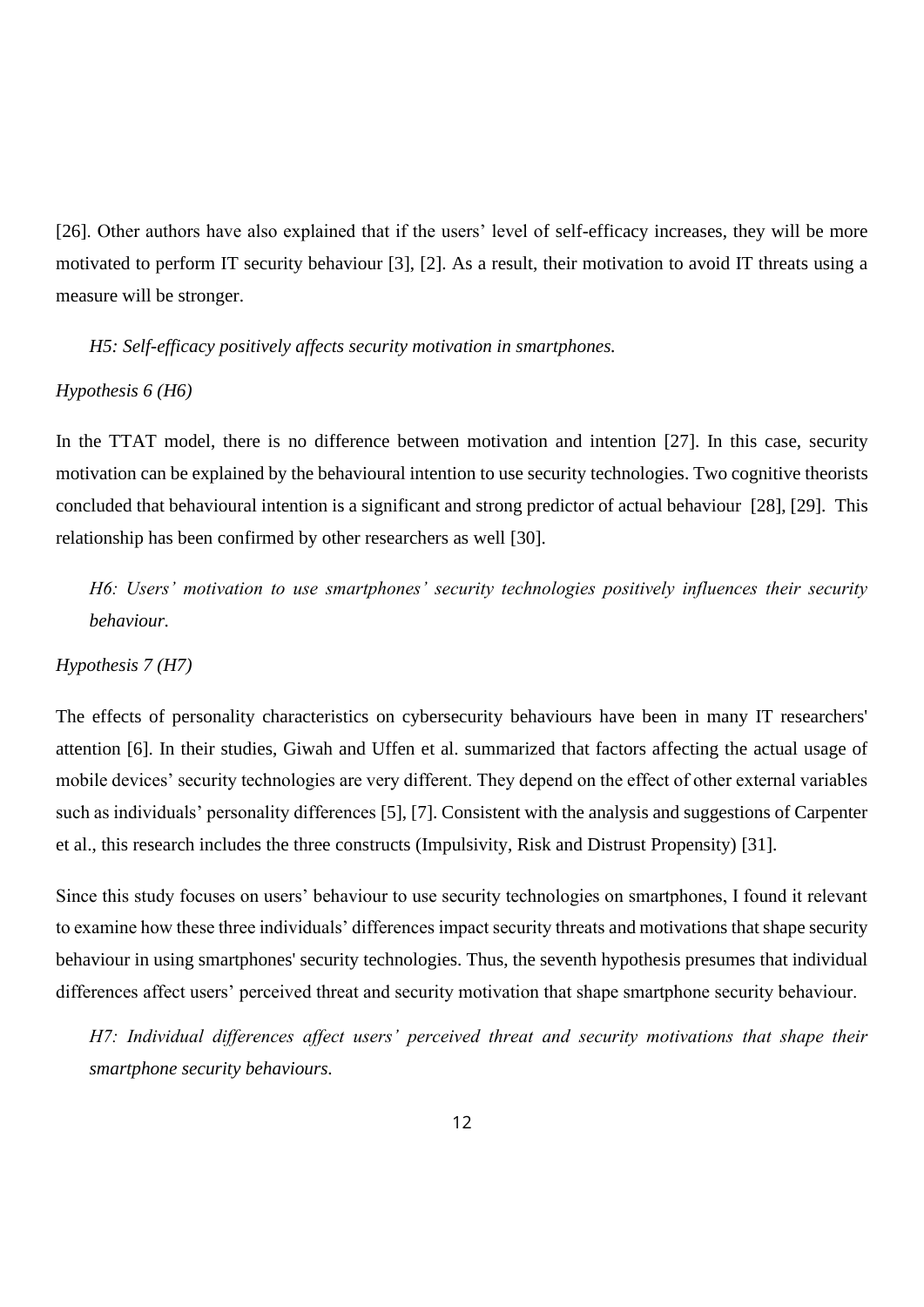[26]. Other authors have also explained that if the users' level of self-efficacy increases, they will be more motivated to perform IT security behaviour [3], [2]. As a result, their motivation to avoid IT threats using a measure will be stronger.

*H5: Self-efficacy positively affects security motivation in smartphones.*

*Hypothesis 6 (H6)*

In the TTAT model, there is no difference between motivation and intention [27]. In this case, security motivation can be explained by the behavioural intention to use security technologies. Two cognitive theorists concluded that behavioural intention is a significant and strong predictor of actual behaviour [28], [29]. This relationship has been confirmed by other researchers as well [30].

*H6: Users' motivation to use smartphones' security technologies positively influences their security behaviour.*

*Hypothesis 7 (H7)*

The effects of personality characteristics on cybersecurity behaviours have been in many IT researchers' attention [6]. In their studies, Giwah and Uffen et al. summarized that factors affecting the actual usage of mobile devices' security technologies are very different. They depend on the effect of other external variables such as individuals' personality differences [5], [7]. Consistent with the analysis and suggestions of Carpenter et al., this research includes the three constructs (Impulsivity, Risk and Distrust Propensity) [31].

Since this study focuses on users' behaviour to use security technologies on smartphones, I found it relevant to examine how these three individuals' differences impact security threats and motivations that shape security behaviour in using smartphones' security technologies. Thus, the seventh hypothesis presumes that individual differences affect users' perceived threat and security motivation that shape smartphone security behaviour.

*H7: Individual differences affect users' perceived threat and security motivations that shape their smartphone security behaviours.*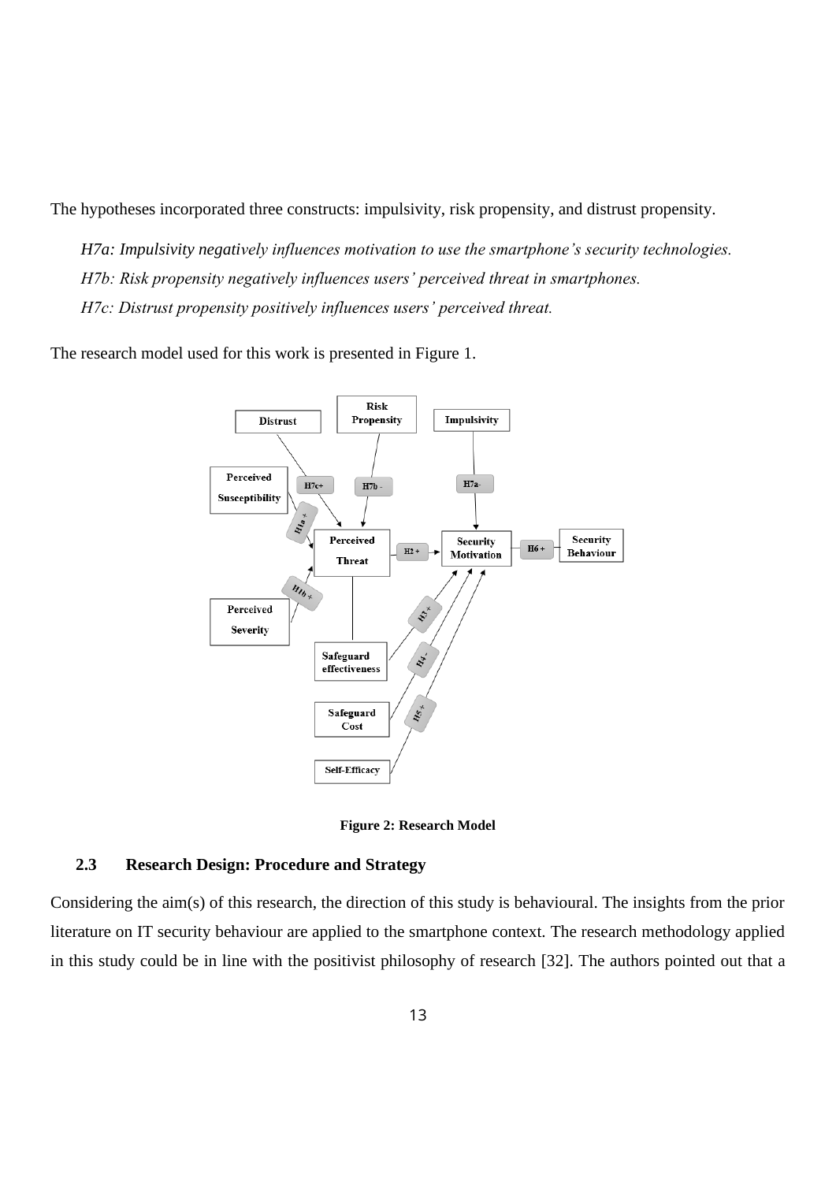The hypotheses incorporated three constructs: impulsivity, risk propensity, and distrust propensity.

*H7a: Impulsivity negatively influences motivation to use the smartphone's security technologies.*

*H7b: Risk propensity negatively influences users' perceived threat in smartphones.*

*H7c: Distrust propensity positively influences users' perceived threat.*

The research model used for this work is presented in Figure 1.

**Figure 2: Research Model**

### 2.3 Research Design: Procedure and Strategy

Considering the aim(s) of this research, the direction of this study is behavioural. The insights from the prior literature on IT security behaviour are applied to the smartphone context. The research methodology applied in this study could be in line with the positivist philosophy of research [32]. The authors pointed out that a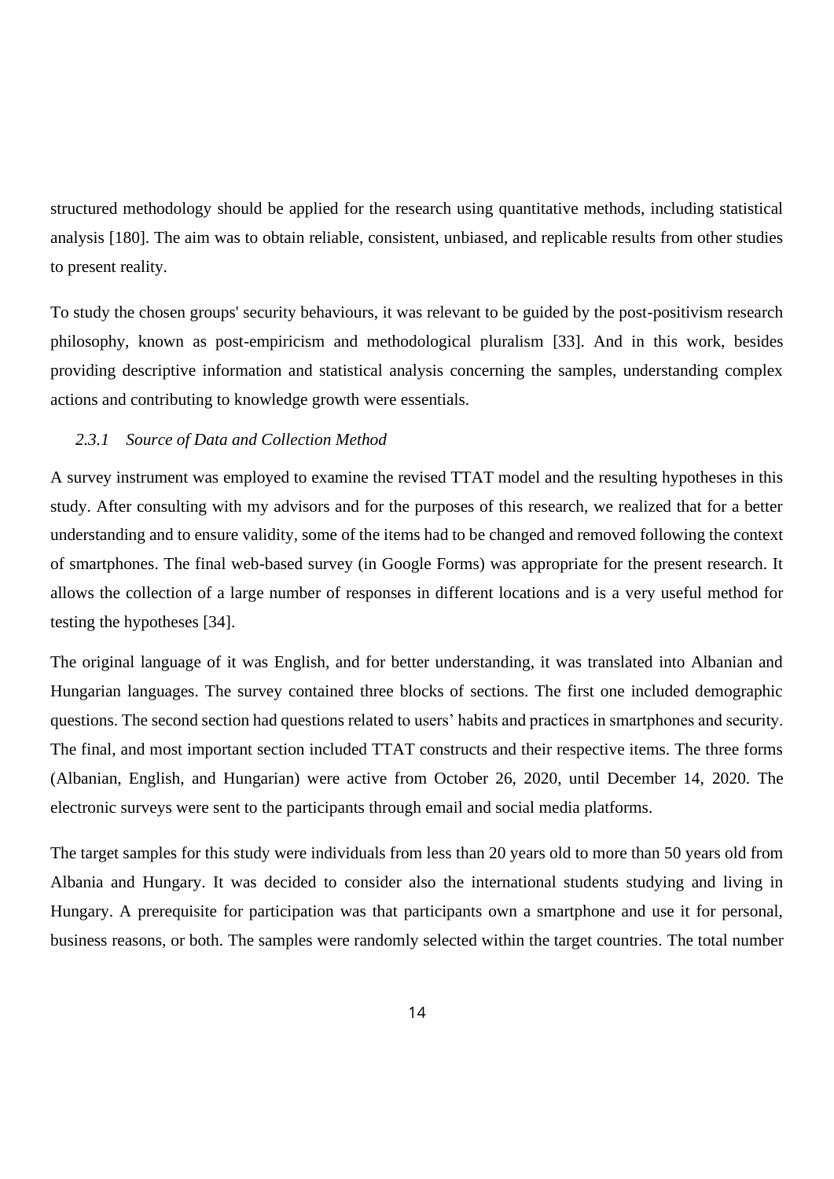structured methodology should be applied for the research using quantitative methods, including statistical analysis [180]. The aim was to obtain reliable, consistent, unbiased, and replicable results from other studies to present reality.

To study the chosen groups' security behaviours, it was relevant to be guided by the post-positivism research philosophy, known as post-empiricism and methodological pluralism [33]. And in this work, besides providing descriptive information and statistical analysis concerning the samples, understanding complex actions and contributing to knowledge growth were essentials.

### *2.3.1 Source of Data and Collection Method*

A survey instrument was employed to examine the revised TTAT model and the resulting hypotheses in this study. After consulting with my advisors and for the purposes of this research, we realized that for a better understanding and to ensure validity, some of the items had to be changed and removed following the context of smartphones. The final web-based survey (in Google Forms) was appropriate for the present research. It allows the collection of a large number of responses in different locations and is a very useful method for testing the hypotheses [34].

The original language of it was English, and for better understanding, it was translated into Albanian and Hungarian languages. The survey contained three blocks of sections. The first one included demographic questions. The second section had questions related to users' habits and practices in smartphones and security. The final, and most important section included TTAT constructs and their respective items. The three forms (Albanian, English, and Hungarian) were active from October 26, 2020, until December 14, 2020. The electronic surveys were sent to the participants through email and social media platforms.

The target samples for this study were individuals from less than 20 years old to more than 50 years old from Albania and Hungary. It was decided to consider also the international students studying and living in Hungary. A prerequisite for participation was that participants own a smartphone and use it for personal, business reasons, or both. The samples were randomly selected within the target countries. The total number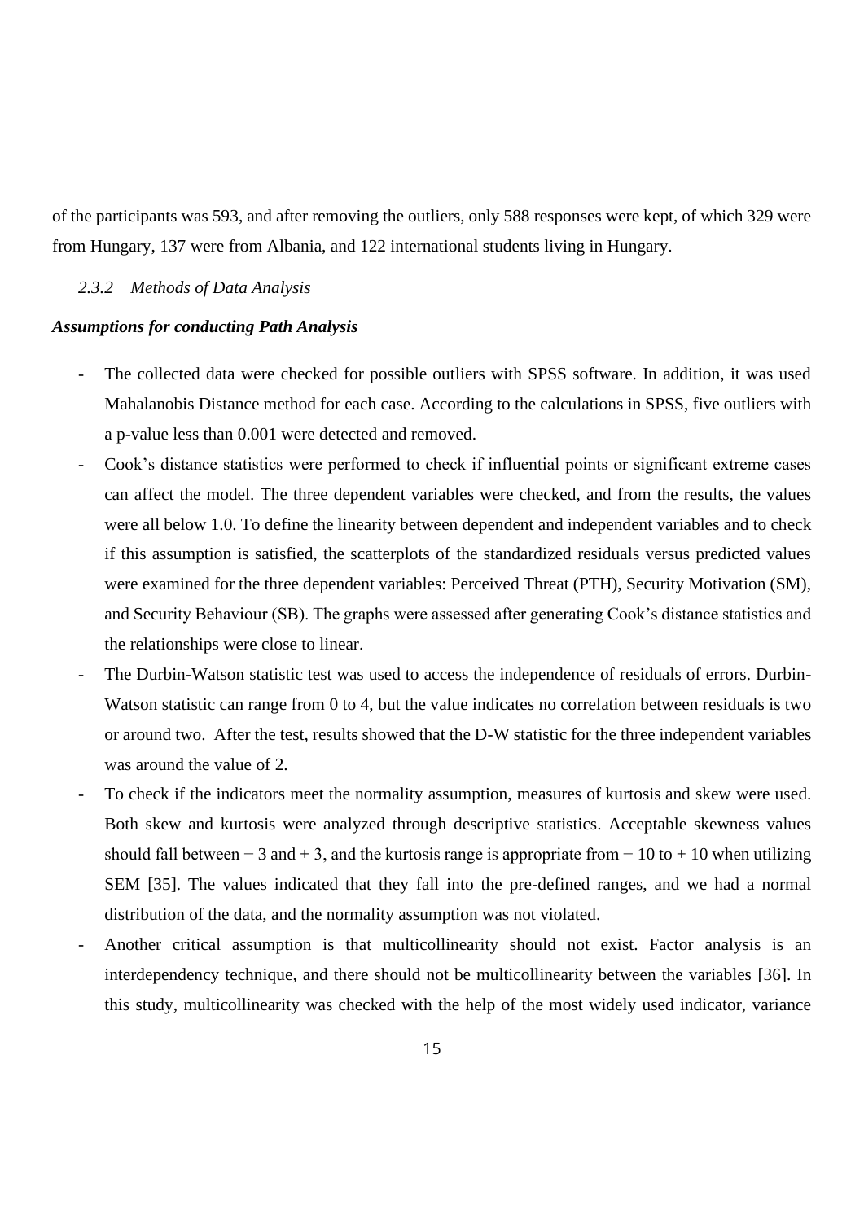of the participants was 593, and after removing the outliers, only 588 responses were kept, of which 329 were from Hungary, 137 were from Albania, and 122 international students living in Hungary.

### *2.3.2 Methods of Data Analysis*

***Assumptions for conducting Path Analysis***

- The collected data were checked for possible outliers with SPSS software. In addition, it was used Mahalanobis Distance method for each case. According to the calculations in SPSS, five outliers with a p-value less than 0.001 were detected and removed.
- Cook's distance statistics were performed to check if influential points or significant extreme cases can affect the model. The three dependent variables were checked, and from the results, the values were all below 1.0. To define the linearity between dependent and independent variables and to check if this assumption is satisfied, the scatterplots of the standardized residuals versus predicted values were examined for the three dependent variables: Perceived Threat (PTH), Security Motivation (SM), and Security Behaviour (SB). The graphs were assessed after generating Cook's distance statistics and the relationships were close to linear.
- The Durbin-Watson statistic test was used to access the independence of residuals of errors. Durbin-Watson statistic can range from 0 to 4, but the value indicates no correlation between residuals is two or around two. After the test, results showed that the D-W statistic for the three independent variables was around the value of 2.
- To check if the indicators meet the normality assumption, measures of kurtosis and skew were used. Both skew and kurtosis were analyzed through descriptive statistics. Acceptable skewness values should fall between − 3 and + 3, and the kurtosis range is appropriate from − 10 to + 10 when utilizing SEM [35]. The values indicated that they fall into the pre-defined ranges, and we had a normal distribution of the data, and the normality assumption was not violated.
- Another critical assumption is that multicollinearity should not exist. Factor analysis is an interdependency technique, and there should not be multicollinearity between the variables [36]. In this study, multicollinearity was checked with the help of the most widely used indicator, variance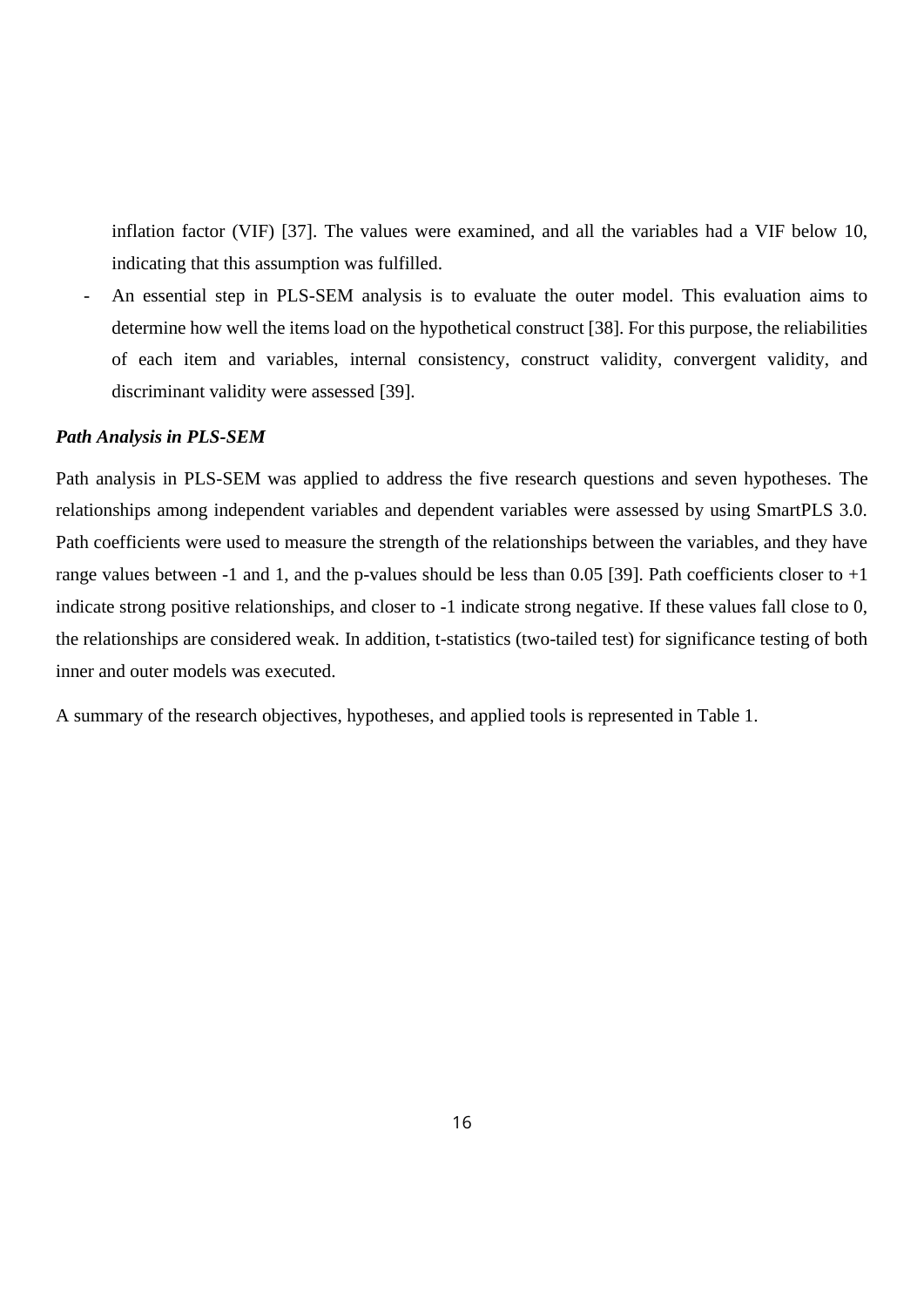inflation factor (VIF) [37]. The values were examined, and all the variables had a VIF below 10, indicating that this assumption was fulfilled.

- An essential step in PLS-SEM analysis is to evaluate the outer model. This evaluation aims to determine how well the items load on the hypothetical construct [38]. For this purpose, the reliabilities of each item and variables, internal consistency, construct validity, convergent validity, and discriminant validity were assessed [39].

***Path Analysis in PLS-SEM***

Path analysis in PLS-SEM was applied to address the five research questions and seven hypotheses. The relationships among independent variables and dependent variables were assessed by using SmartPLS 3.0. Path coefficients were used to measure the strength of the relationships between the variables, and they have range values between -1 and 1, and the p-values should be less than 0.05 [39]. Path coefficients closer to +1 indicate strong positive relationships, and closer to -1 indicate strong negative. If these values fall close to 0, the relationships are considered weak. In addition, t-statistics (two-tailed test) for significance testing of both inner and outer models was executed.

A summary of the research objectives, hypotheses, and applied tools is represented in Table 1.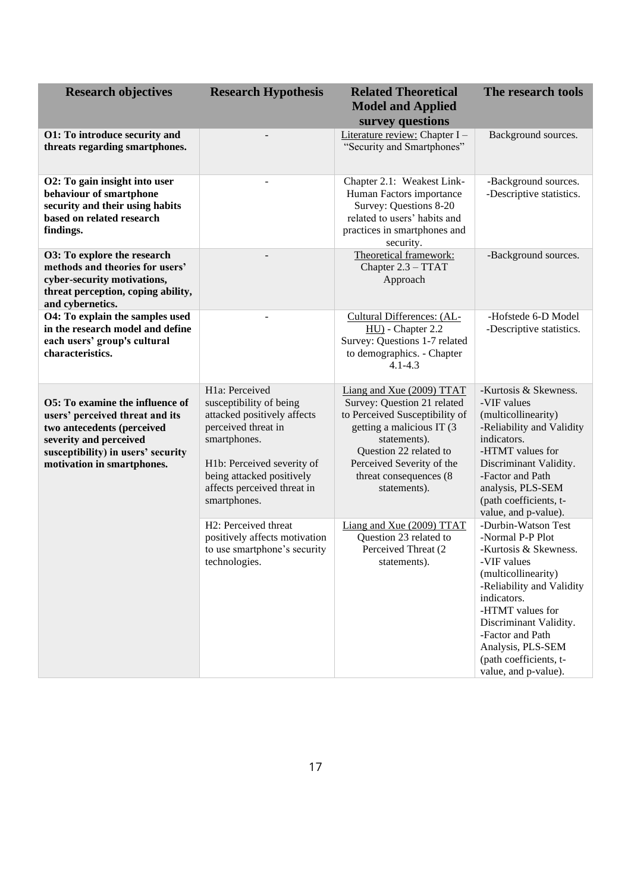| Research objectives | Research Hypothesis | Related Theoretical Model and Applied survey questions | The research tools |
|---|---|---|---|
| **O1: To introduce security and threats regarding smartphones.** | - | Literature review: Chapter I – "Security and Smartphones" | Background sources. |
| **O2: To gain insight into user behaviour of smartphone security and their using habits based on related research findings.** | - | Chapter 2.1: Weakest Link-Human Factors importance Survey: Questions 8-20 related to users' habits and practices in smartphones and security. | -Background sources. -Descriptive statistics. |
| **O3: To explore the research methods and theories for users' cyber-security motivations, threat perception, coping ability, and cybernetics.** | - | Theoretical framework: Chapter 2.3 – TTAT Approach | -Background sources. |
| **O4: To explain the samples used in the research model and define each users' group's cultural characteristics.** | - | Cultural Differences: (AL-HU) - Chapter 2.2 Survey: Questions 1-7 related to demographics. - Chapter 4.1-4.3 | -Hofstede 6-D Model -Descriptive statistics. |
| **O5: To examine the influence of users' perceived threat and its two antecedents (perceived severity and perceived susceptibility) in users' security motivation in smartphones.** | H1a: Perceived susceptibility of being attacked positively affects perceived threat in smartphones.<br><br>H1b: Perceived severity of being attacked positively affects perceived threat in smartphones. | Liang and Xue (2009) TTAT Survey: Question 21 related to Perceived Susceptibility of getting a malicious IT (3 statements). Question 22 related to Perceived Severity of the threat consequences (8 statements). | -Kurtosis & Skewness. -VIF values (multicollinearity) -Reliability and Validity indicators. -HTMT values for Discriminant Validity. -Factor and Path analysis, PLS-SEM (path coefficients, t-value, and p-value). |
| | H2: Perceived threat positively affects motivation to use smartphone's security technologies. | Liang and Xue (2009) TTAT Question 23 related to Perceived Threat (2 statements). | -Durbin-Watson Test -Normal P-P Plot -Kurtosis & Skewness. -VIF values (multicollinearity) -Reliability and Validity indicators. -HTMT values for Discriminant Validity. -Factor and Path Analysis, PLS-SEM (path coefficients, t-value, and p-value). |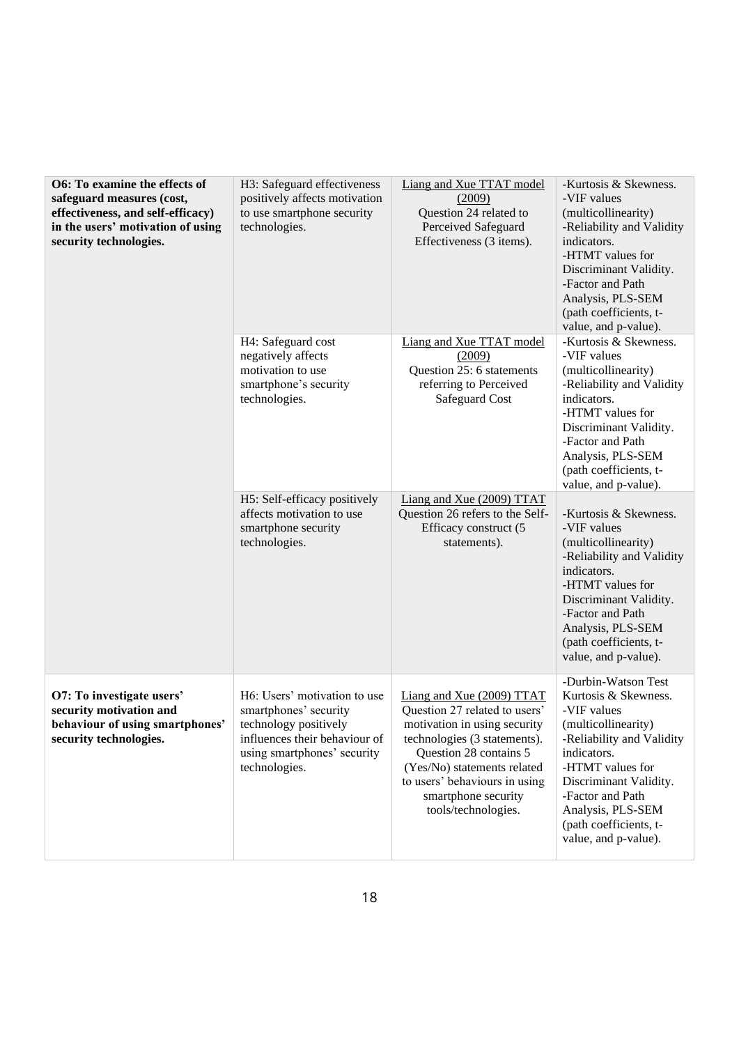| | | | |
|---|---|---|---|
| **O6: To examine the effects of safeguard measures (cost, effectiveness, and self-efficacy) in the users' motivation of using security technologies.** | H3: Safeguard effectiveness positively affects motivation to use smartphone security technologies. | Liang and Xue TTAT model (2009) Question 24 related to Perceived Safeguard Effectiveness (3 items). | -Kurtosis & Skewness. -VIF values (multicollinearity) -Reliability and Validity indicators. -HTMT values for Discriminant Validity. -Factor and Path Analysis, PLS-SEM (path coefficients, t-value, and p-value). |
| | H4: Safeguard cost negatively affects motivation to use smartphone's security technologies. | Liang and Xue TTAT model (2009) Question 25: 6 statements referring to Perceived Safeguard Cost | -Kurtosis & Skewness. -VIF values (multicollinearity) -Reliability and Validity indicators. -HTMT values for Discriminant Validity. -Factor and Path Analysis, PLS-SEM (path coefficients, t-value, and p-value). |
| | H5: Self-efficacy positively affects motivation to use smartphone security technologies. | Liang and Xue (2009) TTAT Question 26 refers to the Self-Efficacy construct (5 statements). | -Kurtosis & Skewness. -VIF values (multicollinearity) -Reliability and Validity indicators. -HTMT values for Discriminant Validity. -Factor and Path Analysis, PLS-SEM (path coefficients, t-value, and p-value). |
| **O7: To investigate users' security motivation and behaviour of using smartphones' security technologies.** | H6: Users' motivation to use smartphones' security technology positively influences their behaviour of using smartphones' security technologies. | Liang and Xue (2009) TTAT Question 27 related to users' motivation in using security technologies (3 statements). Question 28 contains 5 (Yes/No) statements related to users' behaviours in using smartphone security tools/technologies. | -Durbin-Watson Test Kurtosis & Skewness. -VIF values (multicollinearity) -Reliability and Validity indicators. -HTMT values for Discriminant Validity. -Factor and Path Analysis, PLS-SEM (path coefficients, t-value, and p-value). |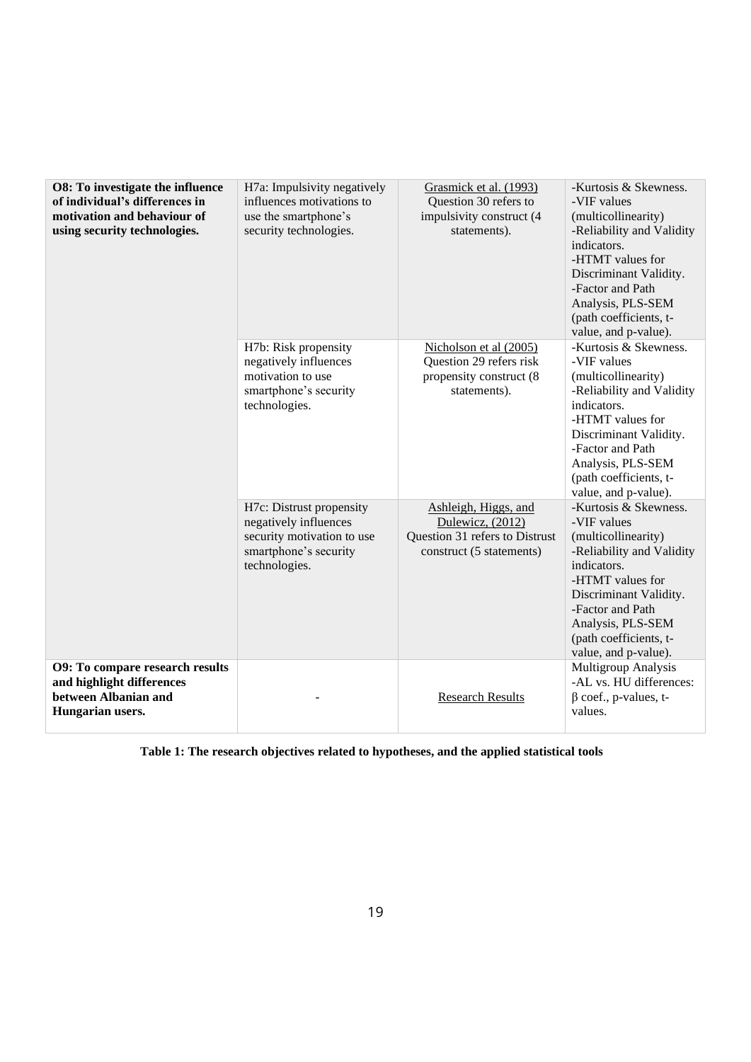| **O8: To investigate the influence of individual's differences in motivation and behaviour of using security technologies.** | H7a: Impulsivity negatively influences motivations to use the smartphone's security technologies. | Grasmick et al. (1993) Question 30 refers to impulsivity construct (4 statements). | -Kurtosis & Skewness. -VIF values (multicollinearity) -Reliability and Validity indicators. -HTMT values for Discriminant Validity. -Factor and Path Analysis, PLS-SEM (path coefficients, t-value, and p-value). |
|---|---|---|---|
| | H7b: Risk propensity negatively influences motivation to use smartphone's security technologies. | Nicholson et al (2005) Question 29 refers risk propensity construct (8 statements). | -Kurtosis & Skewness. -VIF values (multicollinearity) -Reliability and Validity indicators. -HTMT values for Discriminant Validity. -Factor and Path Analysis, PLS-SEM (path coefficients, t-value, and p-value). |
| | H7c: Distrust propensity negatively influences security motivation to use smartphone's security technologies. | Ashleigh, Higgs, and Dulewicz, (2012) Question 31 refers to Distrust construct (5 statements) | -Kurtosis & Skewness. -VIF values (multicollinearity) -Reliability and Validity indicators. -HTMT values for Discriminant Validity. -Factor and Path Analysis, PLS-SEM (path coefficients, t-value, and p-value). |
| **O9: To compare research results and highlight differences between Albanian and Hungarian users.** | - | Research Results | Multigroup Analysis -AL vs. HU differences: β coef., p-values, t-values. |

**Table 1: The research objectives related to hypotheses, and the applied statistical tools**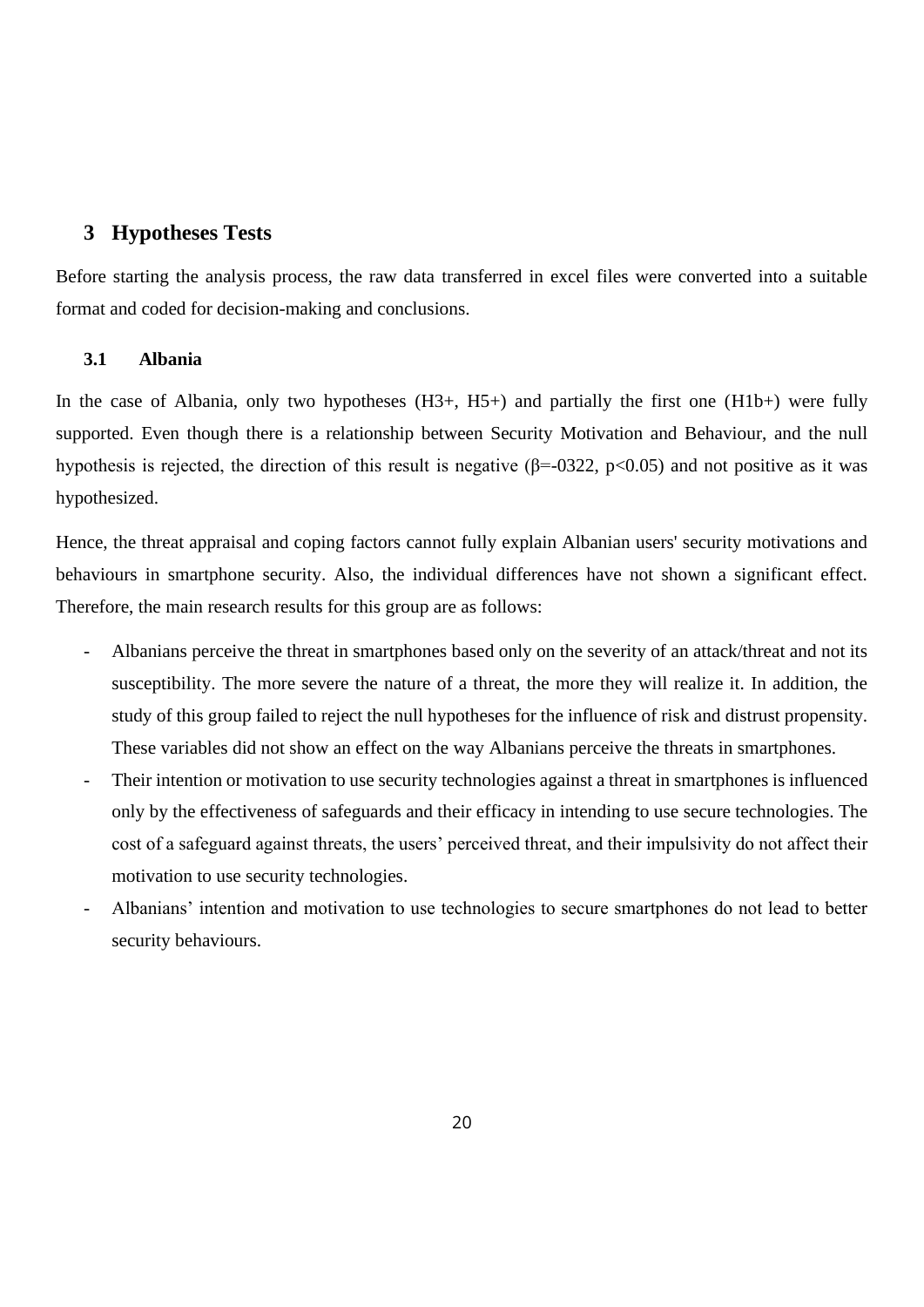## 3 Hypotheses Tests

Before starting the analysis process, the raw data transferred in excel files were converted into a suitable format and coded for decision-making and conclusions.

### 3.1 Albania

In the case of Albania, only two hypotheses (H3+, H5+) and partially the first one (H1b+) were fully supported. Even though there is a relationship between Security Motivation and Behaviour, and the null hypothesis is rejected, the direction of this result is negative ($\beta$=-0322, $p<0.05$) and not positive as it was hypothesized.

Hence, the threat appraisal and coping factors cannot fully explain Albanian users' security motivations and behaviours in smartphone security. Also, the individual differences have not shown a significant effect. Therefore, the main research results for this group are as follows:

- Albanians perceive the threat in smartphones based only on the severity of an attack/threat and not its susceptibility. The more severe the nature of a threat, the more they will realize it. In addition, the study of this group failed to reject the null hypotheses for the influence of risk and distrust propensity. These variables did not show an effect on the way Albanians perceive the threats in smartphones.
- Their intention or motivation to use security technologies against a threat in smartphones is influenced only by the effectiveness of safeguards and their efficacy in intending to use secure technologies. The cost of a safeguard against threats, the users' perceived threat, and their impulsivity do not affect their motivation to use security technologies.
- Albanians' intention and motivation to use technologies to secure smartphones do not lead to better security behaviours.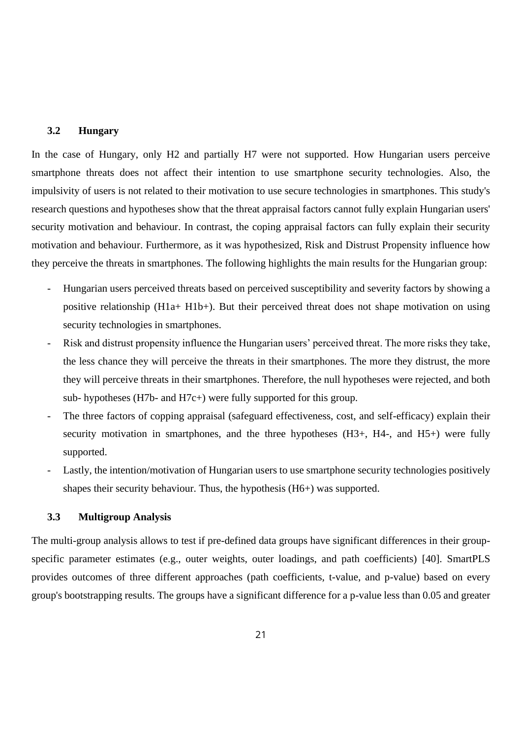### 3.2 Hungary

In the case of Hungary, only H2 and partially H7 were not supported. How Hungarian users perceive smartphone threats does not affect their intention to use smartphone security technologies. Also, the impulsivity of users is not related to their motivation to use secure technologies in smartphones. This study's research questions and hypotheses show that the threat appraisal factors cannot fully explain Hungarian users' security motivation and behaviour. In contrast, the coping appraisal factors can fully explain their security motivation and behaviour. Furthermore, as it was hypothesized, Risk and Distrust Propensity influence how they perceive the threats in smartphones. The following highlights the main results for the Hungarian group:

- Hungarian users perceived threats based on perceived susceptibility and severity factors by showing a positive relationship (H1a+ H1b+). But their perceived threat does not shape motivation on using security technologies in smartphones.
- Risk and distrust propensity influence the Hungarian users' perceived threat. The more risks they take, the less chance they will perceive the threats in their smartphones. The more they distrust, the more they will perceive threats in their smartphones. Therefore, the null hypotheses were rejected, and both sub- hypotheses (H7b- and H7c+) were fully supported for this group.
- The three factors of copping appraisal (safeguard effectiveness, cost, and self-efficacy) explain their security motivation in smartphones, and the three hypotheses (H3+, H4-, and H5+) were fully supported.
- Lastly, the intention/motivation of Hungarian users to use smartphone security technologies positively shapes their security behaviour. Thus, the hypothesis (H6+) was supported.

### 3.3 Multigroup Analysis

The multi-group analysis allows to test if pre-defined data groups have significant differences in their group-specific parameter estimates (e.g., outer weights, outer loadings, and path coefficients) [40]. SmartPLS provides outcomes of three different approaches (path coefficients, t-value, and p-value) based on every group's bootstrapping results. The groups have a significant difference for a p-value less than 0.05 and greater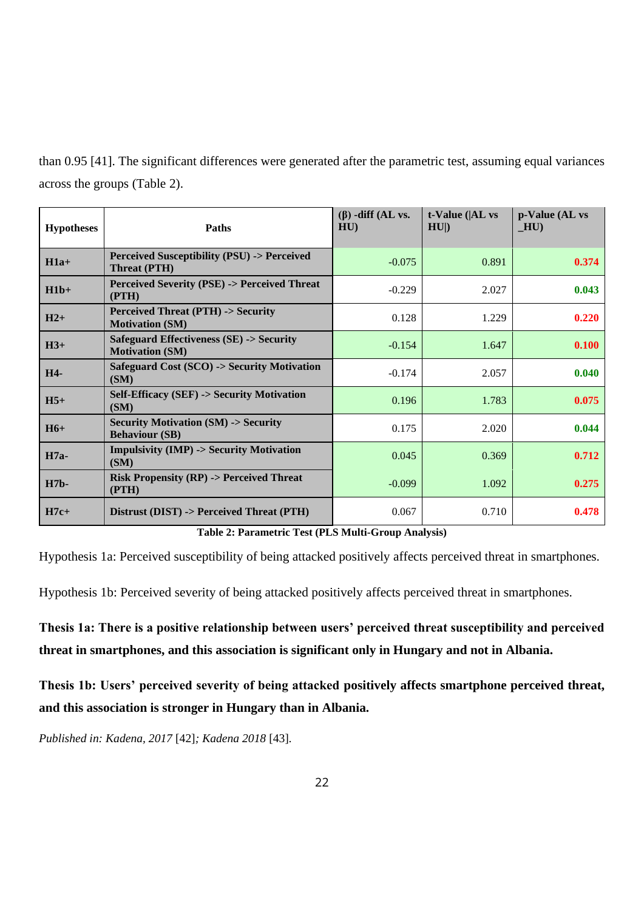than 0.95 [41]. The significant differences were generated after the parametric test, assuming equal variances across the groups (Table 2).

| Hypotheses | Paths | (β) -diff (AL vs. HU) | t-Value (\|AL vs HU\|) | p-Value (AL vs _HU) |
|---|---|---|---|---|
| **H1a+** | **Perceived Susceptibility (PSU) -> Perceived Threat (PTH)** | -0.075 | 0.891 | **0.374** |
| **H1b+** | **Perceived Severity (PSE) -> Perceived Threat (PTH)** | -0.229 | 2.027 | **0.043** |
| **H2+** | **Perceived Threat (PTH) -> Security Motivation (SM)** | 0.128 | 1.229 | **0.220** |
| **H3+** | **Safeguard Effectiveness (SE) -> Security Motivation (SM)** | -0.154 | 1.647 | **0.100** |
| **H4-** | **Safeguard Cost (SCO) -> Security Motivation (SM)** | -0.174 | 2.057 | **0.040** |
| **H5+** | **Self-Efficacy (SEF) -> Security Motivation (SM)** | 0.196 | 1.783 | **0.075** |
| **H6+** | **Security Motivation (SM) -> Security Behaviour (SB)** | 0.175 | 2.020 | **0.044** |
| **H7a-** | **Impulsivity (IMP) -> Security Motivation (SM)** | 0.045 | 0.369 | **0.712** |
| **H7b-** | **Risk Propensity (RP) -> Perceived Threat (PTH)** | -0.099 | 1.092 | **0.275** |
| **H7c+** | **Distrust (DIST) -> Perceived Threat (PTH)** | 0.067 | 0.710 | **0.478** |

**Table 2: Parametric Test (PLS Multi-Group Analysis)**

Hypothesis 1a: Perceived susceptibility of being attacked positively affects perceived threat in smartphones.

Hypothesis 1b: Perceived severity of being attacked positively affects perceived threat in smartphones.

**Thesis 1a: There is a positive relationship between users' perceived threat susceptibility and perceived threat in smartphones, and this association is significant only in Hungary and not in Albania.**

**Thesis 1b: Users' perceived severity of being attacked positively affects smartphone perceived threat, and this association is stronger in Hungary than in Albania.**

*Published in: Kadena, 2017* [42]*; Kadena 2018* [43].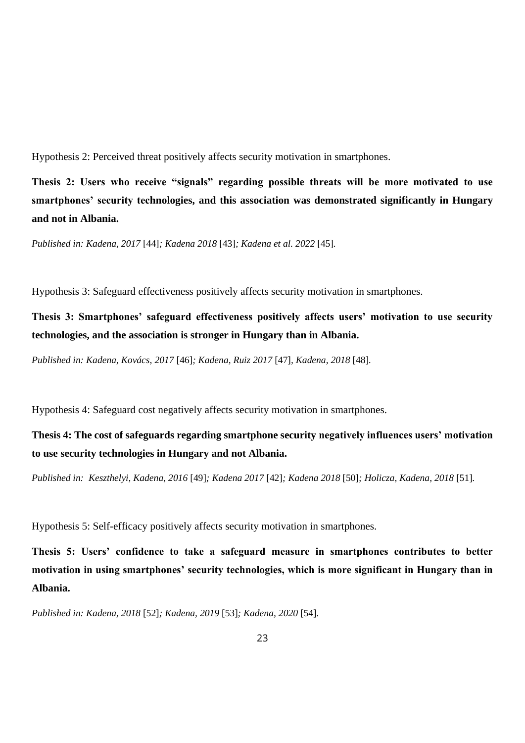Hypothesis 2: Perceived threat positively affects security motivation in smartphones.

**Thesis 2: Users who receive "signals" regarding possible threats will be more motivated to use smartphones' security technologies, and this association was demonstrated significantly in Hungary and not in Albania.**

*Published in: Kadena, 2017* [44]*; Kadena 2018* [43]*; Kadena et al. 2022* [45].

Hypothesis 3: Safeguard effectiveness positively affects security motivation in smartphones.

**Thesis 3: Smartphones' safeguard effectiveness positively affects users' motivation to use security technologies, and the association is stronger in Hungary than in Albania.**

*Published in: Kadena, Kovács, 2017* [46]*; Kadena, Ruiz 2017* [47]*, Kadena, 2018* [48].

Hypothesis 4: Safeguard cost negatively affects security motivation in smartphones.

**Thesis 4: The cost of safeguards regarding smartphone security negatively influences users' motivation to use security technologies in Hungary and not Albania.**

*Published in: Keszthelyi, Kadena, 2016* [49]*; Kadena 2017* [42]*; Kadena 2018* [50]*; Holicza, Kadena, 2018* [51].

Hypothesis 5: Self-efficacy positively affects security motivation in smartphones.

**Thesis 5: Users' confidence to take a safeguard measure in smartphones contributes to better motivation in using smartphones' security technologies, which is more significant in Hungary than in Albania.**

*Published in: Kadena, 2018* [52]*; Kadena, 2019* [53]*; Kadena, 2020* [54].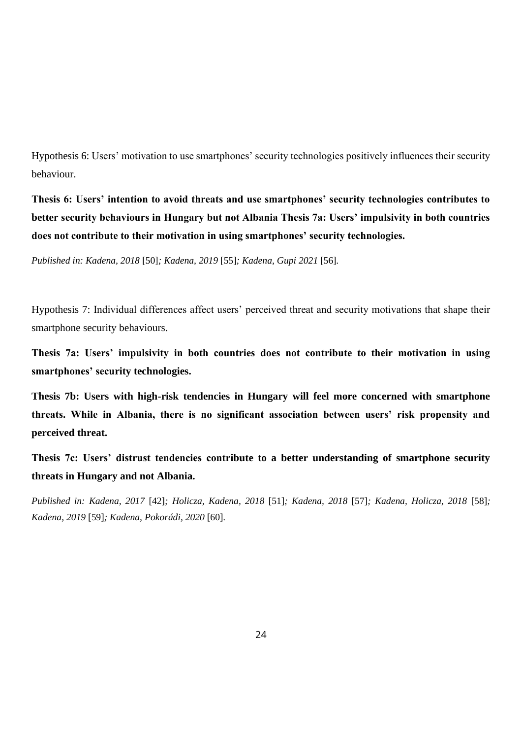Hypothesis 6: Users' motivation to use smartphones' security technologies positively influences their security behaviour.

**Thesis 6: Users' intention to avoid threats and use smartphones' security technologies contributes to better security behaviours in Hungary but not Albania Thesis 7a: Users' impulsivity in both countries does not contribute to their motivation in using smartphones' security technologies.**

*Published in: Kadena, 2018* [50]*; Kadena, 2019* [55]*; Kadena, Gupi 2021* [56].

Hypothesis 7: Individual differences affect users' perceived threat and security motivations that shape their smartphone security behaviours.

**Thesis 7a: Users' impulsivity in both countries does not contribute to their motivation in using smartphones' security technologies.**

**Thesis 7b: Users with high-risk tendencies in Hungary will feel more concerned with smartphone threats. While in Albania, there is no significant association between users' risk propensity and perceived threat.**

**Thesis 7c: Users' distrust tendencies contribute to a better understanding of smartphone security threats in Hungary and not Albania.**

*Published in: Kadena, 2017* [42]*; Holicza, Kadena, 2018* [51]*; Kadena, 2018* [57]*; Kadena, Holicza, 2018* [58]*; Kadena, 2019* [59]*; Kadena, Pokorádi, 2020* [60].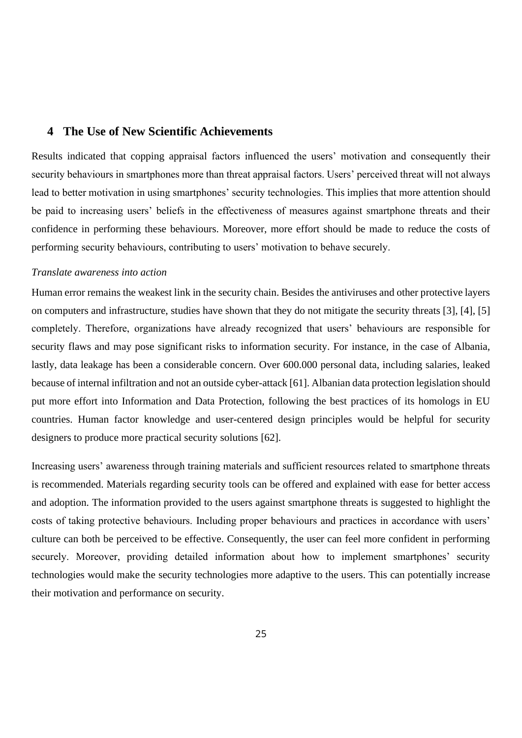# 4 The Use of New Scientific Achievements

Results indicated that copping appraisal factors influenced the users' motivation and consequently their security behaviours in smartphones more than threat appraisal factors. Users' perceived threat will not always lead to better motivation in using smartphones' security technologies. This implies that more attention should be paid to increasing users' beliefs in the effectiveness of measures against smartphone threats and their confidence in performing these behaviours. Moreover, more effort should be made to reduce the costs of performing security behaviours, contributing to users' motivation to behave securely.

*Translate awareness into action*

Human error remains the weakest link in the security chain. Besides the antiviruses and other protective layers on computers and infrastructure, studies have shown that they do not mitigate the security threats [3], [4], [5] completely. Therefore, organizations have already recognized that users' behaviours are responsible for security flaws and may pose significant risks to information security. For instance, in the case of Albania, lastly, data leakage has been a considerable concern. Over 600.000 personal data, including salaries, leaked because of internal infiltration and not an outside cyber-attack [61]. Albanian data protection legislation should put more effort into Information and Data Protection, following the best practices of its homologs in EU countries. Human factor knowledge and user-centered design principles would be helpful for security designers to produce more practical security solutions [62].

Increasing users' awareness through training materials and sufficient resources related to smartphone threats is recommended. Materials regarding security tools can be offered and explained with ease for better access and adoption. The information provided to the users against smartphone threats is suggested to highlight the costs of taking protective behaviours. Including proper behaviours and practices in accordance with users' culture can both be perceived to be effective. Consequently, the user can feel more confident in performing securely. Moreover, providing detailed information about how to implement smartphones' security technologies would make the security technologies more adaptive to the users. This can potentially increase their motivation and performance on security.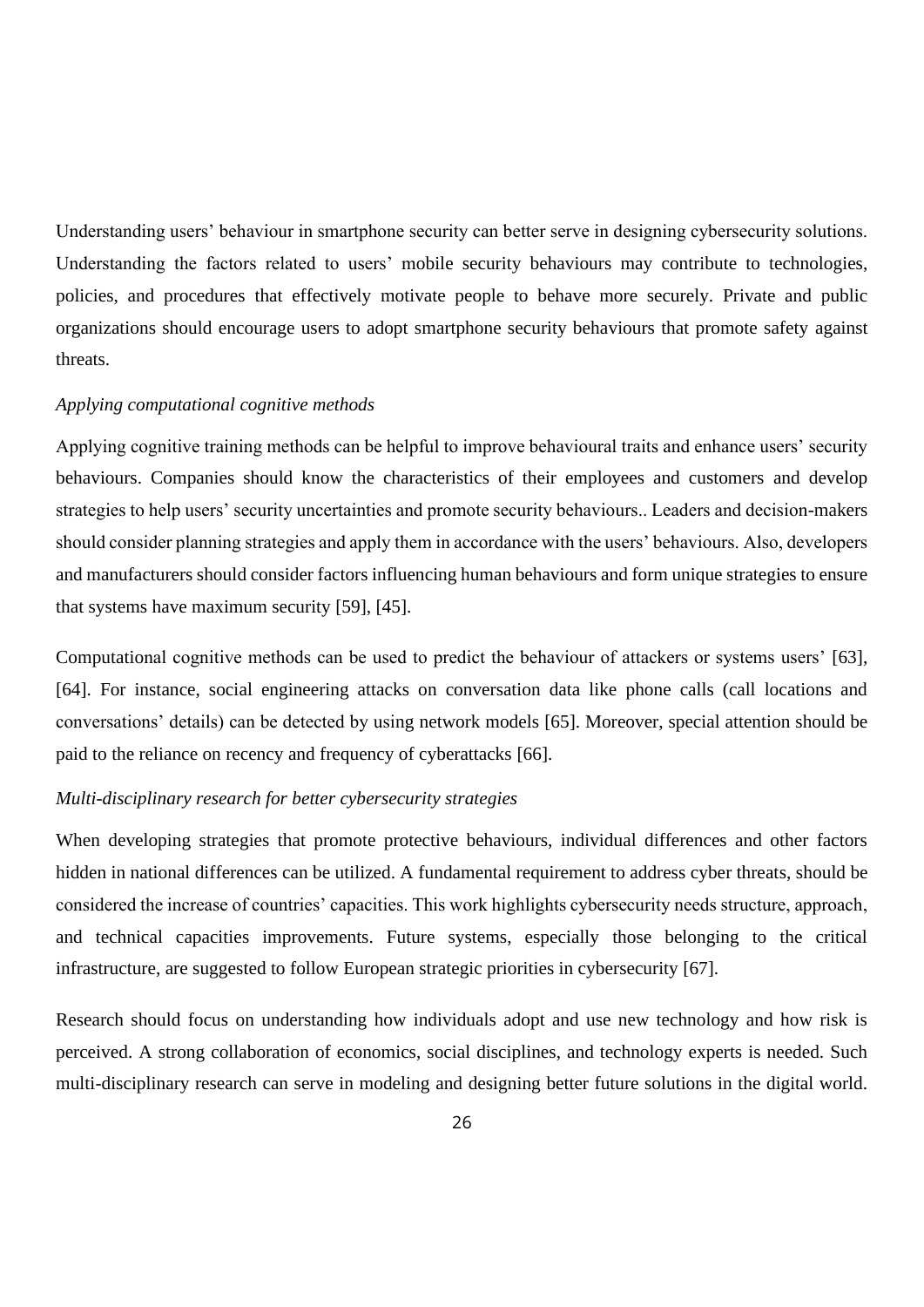Understanding users' behaviour in smartphone security can better serve in designing cybersecurity solutions. Understanding the factors related to users' mobile security behaviours may contribute to technologies, policies, and procedures that effectively motivate people to behave more securely. Private and public organizations should encourage users to adopt smartphone security behaviours that promote safety against threats.

*Applying computational cognitive methods*

Applying cognitive training methods can be helpful to improve behavioural traits and enhance users' security behaviours. Companies should know the characteristics of their employees and customers and develop strategies to help users' security uncertainties and promote security behaviours.. Leaders and decision-makers should consider planning strategies and apply them in accordance with the users' behaviours. Also, developers and manufacturers should consider factors influencing human behaviours and form unique strategies to ensure that systems have maximum security [59], [45].

Computational cognitive methods can be used to predict the behaviour of attackers or systems users' [63], [64]. For instance, social engineering attacks on conversation data like phone calls (call locations and conversations' details) can be detected by using network models [65]. Moreover, special attention should be paid to the reliance on recency and frequency of cyberattacks [66].

*Multi-disciplinary research for better cybersecurity strategies*

When developing strategies that promote protective behaviours, individual differences and other factors hidden in national differences can be utilized. A fundamental requirement to address cyber threats, should be considered the increase of countries' capacities. This work highlights cybersecurity needs structure, approach, and technical capacities improvements. Future systems, especially those belonging to the critical infrastructure, are suggested to follow European strategic priorities in cybersecurity [67].

Research should focus on understanding how individuals adopt and use new technology and how risk is perceived. A strong collaboration of economics, social disciplines, and technology experts is needed. Such multi-disciplinary research can serve in modeling and designing better future solutions in the digital world.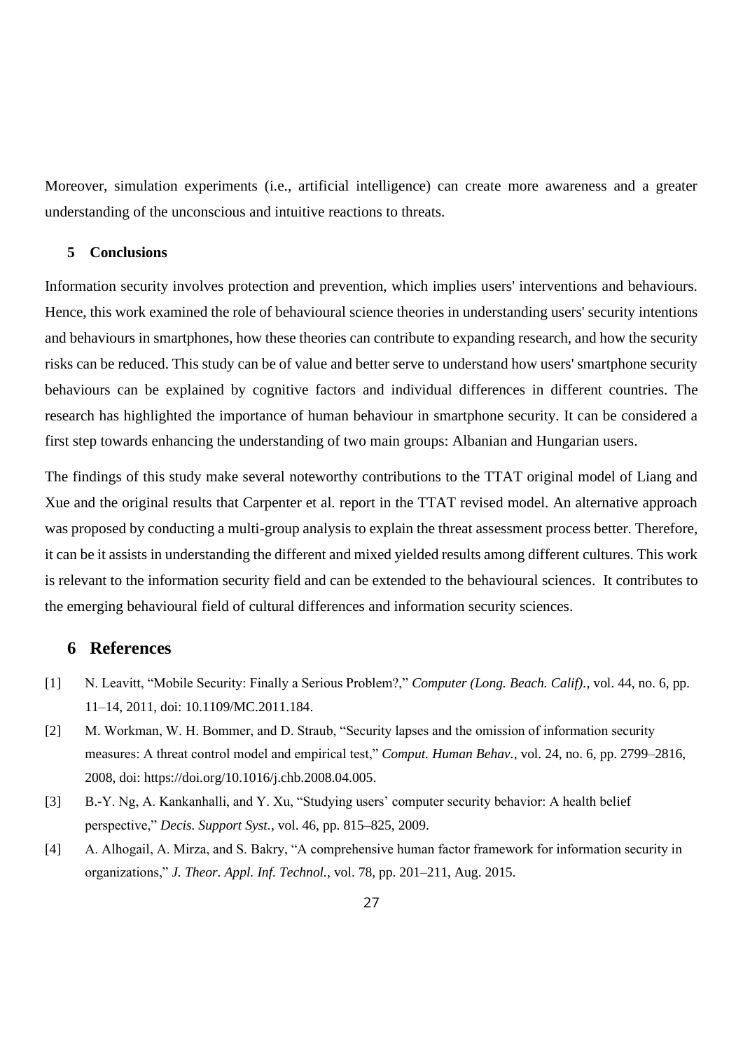Moreover, simulation experiments (i.e., artificial intelligence) can create more awareness and a greater understanding of the unconscious and intuitive reactions to threats.

## 5 Conclusions

Information security involves protection and prevention, which implies users' interventions and behaviours. Hence, this work examined the role of behavioural science theories in understanding users' security intentions and behaviours in smartphones, how these theories can contribute to expanding research, and how the security risks can be reduced. This study can be of value and better serve to understand how users' smartphone security behaviours can be explained by cognitive factors and individual differences in different countries. The research has highlighted the importance of human behaviour in smartphone security. It can be considered a first step towards enhancing the understanding of two main groups: Albanian and Hungarian users.

The findings of this study make several noteworthy contributions to the TTAT original model of Liang and Xue and the original results that Carpenter et al. report in the TTAT revised model. An alternative approach was proposed by conducting a multi-group analysis to explain the threat assessment process better. Therefore, it can be it assists in understanding the different and mixed yielded results among different cultures. This work is relevant to the information security field and can be extended to the behavioural sciences. It contributes to the emerging behavioural field of cultural differences and information security sciences.

# 6 References

[1] N. Leavitt, "Mobile Security: Finally a Serious Problem?," *Computer (Long. Beach. Calif).*, vol. 44, no. 6, pp. 11–14, 2011, doi: 10.1109/MC.2011.184.

[2] M. Workman, W. H. Bommer, and D. Straub, "Security lapses and the omission of information security measures: A threat control model and empirical test," *Comput. Human Behav.*, vol. 24, no. 6, pp. 2799–2816, 2008, doi: https://doi.org/10.1016/j.chb.2008.04.005.

[3] B.-Y. Ng, A. Kankanhalli, and Y. Xu, "Studying users' computer security behavior: A health belief perspective," *Decis. Support Syst.*, vol. 46, pp. 815–825, 2009.

[4] A. Alhogail, A. Mirza, and S. Bakry, "A comprehensive human factor framework for information security in organizations," *J. Theor. Appl. Inf. Technol.*, vol. 78, pp. 201–211, Aug. 2015.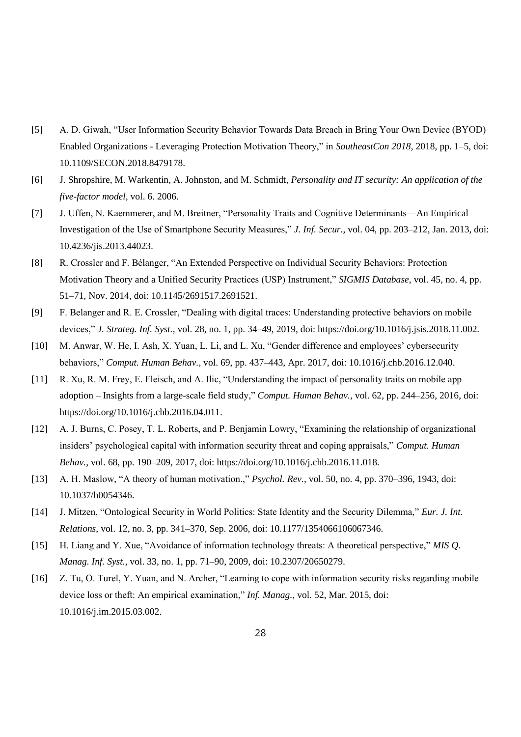[5] A. D. Giwah, "User Information Security Behavior Towards Data Breach in Bring Your Own Device (BYOD) Enabled Organizations - Leveraging Protection Motivation Theory," in *SoutheastCon 2018*, 2018, pp. 1–5, doi: 10.1109/SECON.2018.8479178.

[6] J. Shropshire, M. Warkentin, A. Johnston, and M. Schmidt, *Personality and IT security: An application of the five-factor model*, vol. 6. 2006.

[7] J. Uffen, N. Kaemmerer, and M. Breitner, "Personality Traits and Cognitive Determinants—An Empirical Investigation of the Use of Smartphone Security Measures," *J. Inf. Secur.*, vol. 04, pp. 203–212, Jan. 2013, doi: 10.4236/jis.2013.44023.

[8] R. Crossler and F. Bélanger, "An Extended Perspective on Individual Security Behaviors: Protection Motivation Theory and a Unified Security Practices (USP) Instrument," *SIGMIS Database*, vol. 45, no. 4, pp. 51–71, Nov. 2014, doi: 10.1145/2691517.2691521.

[9] F. Belanger and R. E. Crossler, "Dealing with digital traces: Understanding protective behaviors on mobile devices," *J. Strateg. Inf. Syst.*, vol. 28, no. 1, pp. 34–49, 2019, doi: https://doi.org/10.1016/j.jsis.2018.11.002.

[10] M. Anwar, W. He, I. Ash, X. Yuan, L. Li, and L. Xu, "Gender difference and employees' cybersecurity behaviors," *Comput. Human Behav.*, vol. 69, pp. 437–443, Apr. 2017, doi: 10.1016/j.chb.2016.12.040.

[11] R. Xu, R. M. Frey, E. Fleisch, and A. Ilic, "Understanding the impact of personality traits on mobile app adoption – Insights from a large-scale field study," *Comput. Human Behav.*, vol. 62, pp. 244–256, 2016, doi: https://doi.org/10.1016/j.chb.2016.04.011.

[12] A. J. Burns, C. Posey, T. L. Roberts, and P. Benjamin Lowry, "Examining the relationship of organizational insiders' psychological capital with information security threat and coping appraisals," *Comput. Human Behav.*, vol. 68, pp. 190–209, 2017, doi: https://doi.org/10.1016/j.chb.2016.11.018.

[13] A. H. Maslow, "A theory of human motivation.," *Psychol. Rev.*, vol. 50, no. 4, pp. 370–396, 1943, doi: 10.1037/h0054346.

[14] J. Mitzen, "Ontological Security in World Politics: State Identity and the Security Dilemma," *Eur. J. Int. Relations*, vol. 12, no. 3, pp. 341–370, Sep. 2006, doi: 10.1177/1354066106067346.

[15] H. Liang and Y. Xue, "Avoidance of information technology threats: A theoretical perspective," *MIS Q. Manag. Inf. Syst.*, vol. 33, no. 1, pp. 71–90, 2009, doi: 10.2307/20650279.

[16] Z. Tu, O. Turel, Y. Yuan, and N. Archer, "Learning to cope with information security risks regarding mobile device loss or theft: An empirical examination," *Inf. Manag.*, vol. 52, Mar. 2015, doi: 10.1016/j.im.2015.03.002.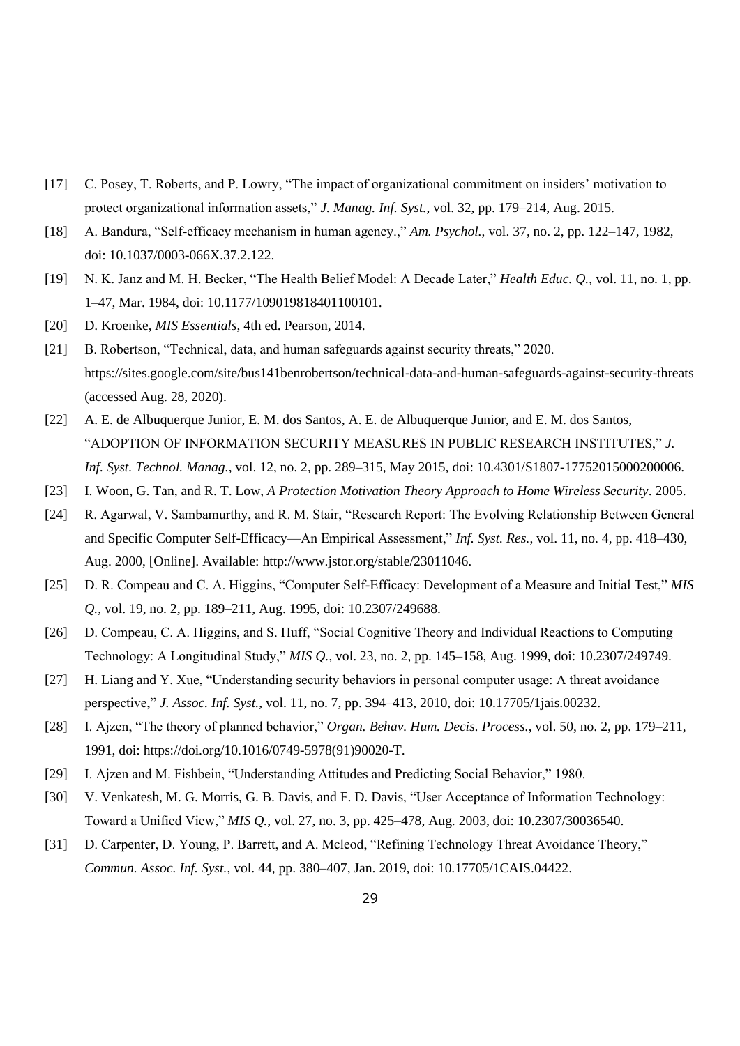[17] C. Posey, T. Roberts, and P. Lowry, "The impact of organizational commitment on insiders' motivation to protect organizational information assets," *J. Manag. Inf. Syst.*, vol. 32, pp. 179–214, Aug. 2015.

[18] A. Bandura, "Self-efficacy mechanism in human agency.," *Am. Psychol.*, vol. 37, no. 2, pp. 122–147, 1982, doi: 10.1037/0003-066X.37.2.122.

[19] N. K. Janz and M. H. Becker, "The Health Belief Model: A Decade Later," *Health Educ. Q.*, vol. 11, no. 1, pp. 1–47, Mar. 1984, doi: 10.1177/109019818401100101.

[20] D. Kroenke, *MIS Essentials*, 4th ed. Pearson, 2014.

[21] B. Robertson, "Technical, data, and human safeguards against security threats," 2020. https://sites.google.com/site/bus141benrobertson/technical-data-and-human-safeguards-against-security-threats (accessed Aug. 28, 2020).

[22] A. E. de Albuquerque Junior, E. M. dos Santos, A. E. de Albuquerque Junior, and E. M. dos Santos, "ADOPTION OF INFORMATION SECURITY MEASURES IN PUBLIC RESEARCH INSTITUTES," *J. Inf. Syst. Technol. Manag.*, vol. 12, no. 2, pp. 289–315, May 2015, doi: 10.4301/S1807-17752015000200006.

[23] I. Woon, G. Tan, and R. T. Low, *A Protection Motivation Theory Approach to Home Wireless Security*. 2005.

[24] R. Agarwal, V. Sambamurthy, and R. M. Stair, "Research Report: The Evolving Relationship Between General and Specific Computer Self-Efficacy—An Empirical Assessment," *Inf. Syst. Res.*, vol. 11, no. 4, pp. 418–430, Aug. 2000, [Online]. Available: http://www.jstor.org/stable/23011046.

[25] D. R. Compeau and C. A. Higgins, "Computer Self-Efficacy: Development of a Measure and Initial Test," *MIS Q.*, vol. 19, no. 2, pp. 189–211, Aug. 1995, doi: 10.2307/249688.

[26] D. Compeau, C. A. Higgins, and S. Huff, "Social Cognitive Theory and Individual Reactions to Computing Technology: A Longitudinal Study," *MIS Q.*, vol. 23, no. 2, pp. 145–158, Aug. 1999, doi: 10.2307/249749.

[27] H. Liang and Y. Xue, "Understanding security behaviors in personal computer usage: A threat avoidance perspective," *J. Assoc. Inf. Syst.*, vol. 11, no. 7, pp. 394–413, 2010, doi: 10.17705/1jais.00232.

[28] I. Ajzen, "The theory of planned behavior," *Organ. Behav. Hum. Decis. Process.*, vol. 50, no. 2, pp. 179–211, 1991, doi: https://doi.org/10.1016/0749-5978(91)90020-T.

[29] I. Ajzen and M. Fishbein, "Understanding Attitudes and Predicting Social Behavior," 1980.

[30] V. Venkatesh, M. G. Morris, G. B. Davis, and F. D. Davis, "User Acceptance of Information Technology: Toward a Unified View," *MIS Q.*, vol. 27, no. 3, pp. 425–478, Aug. 2003, doi: 10.2307/30036540.

[31] D. Carpenter, D. Young, P. Barrett, and A. Mcleod, "Refining Technology Threat Avoidance Theory," *Commun. Assoc. Inf. Syst.*, vol. 44, pp. 380–407, Jan. 2019, doi: 10.17705/1CAIS.04422.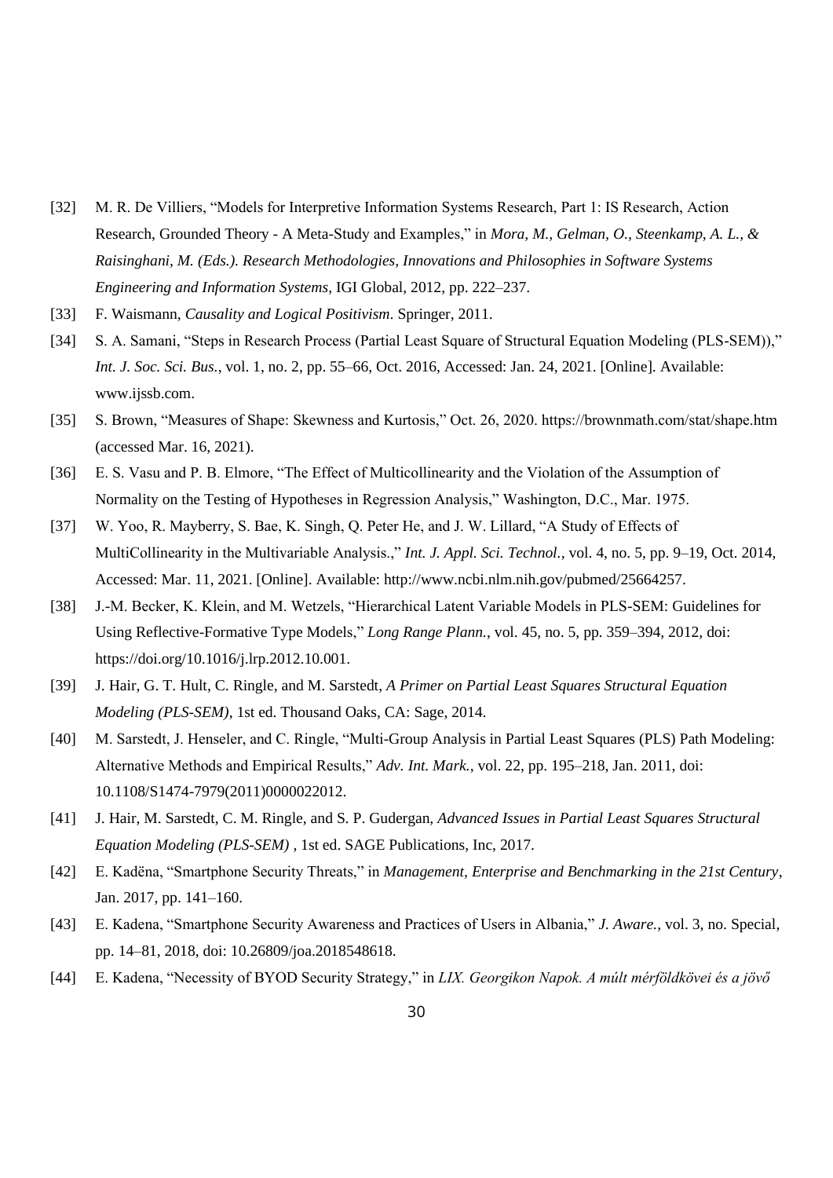[32] M. R. De Villiers, "Models for Interpretive Information Systems Research, Part 1: IS Research, Action Research, Grounded Theory - A Meta-Study and Examples," in *Mora, M., Gelman, O., Steenkamp, A. L., & Raisinghani, M. (Eds.). Research Methodologies, Innovations and Philosophies in Software Systems Engineering and Information Systems*, IGI Global, 2012, pp. 222–237.

[33] F. Waismann, *Causality and Logical Positivism*. Springer, 2011.

[34] S. A. Samani, "Steps in Research Process (Partial Least Square of Structural Equation Modeling (PLS-SEM))," *Int. J. Soc. Sci. Bus.*, vol. 1, no. 2, pp. 55–66, Oct. 2016, Accessed: Jan. 24, 2021. [Online]. Available: www.ijssb.com.

[35] S. Brown, "Measures of Shape: Skewness and Kurtosis," Oct. 26, 2020. https://brownmath.com/stat/shape.htm (accessed Mar. 16, 2021).

[36] E. S. Vasu and P. B. Elmore, "The Effect of Multicollinearity and the Violation of the Assumption of Normality on the Testing of Hypotheses in Regression Analysis," Washington, D.C., Mar. 1975.

[37] W. Yoo, R. Mayberry, S. Bae, K. Singh, Q. Peter He, and J. W. Lillard, "A Study of Effects of MultiCollinearity in the Multivariable Analysis.," *Int. J. Appl. Sci. Technol.*, vol. 4, no. 5, pp. 9–19, Oct. 2014, Accessed: Mar. 11, 2021. [Online]. Available: http://www.ncbi.nlm.nih.gov/pubmed/25664257.

[38] J.-M. Becker, K. Klein, and M. Wetzels, "Hierarchical Latent Variable Models in PLS-SEM: Guidelines for Using Reflective-Formative Type Models," *Long Range Plann.*, vol. 45, no. 5, pp. 359–394, 2012, doi: https://doi.org/10.1016/j.lrp.2012.10.001.

[39] J. Hair, G. T. Hult, C. Ringle, and M. Sarstedt, *A Primer on Partial Least Squares Structural Equation Modeling (PLS-SEM)*, 1st ed. Thousand Oaks, CA: Sage, 2014.

[40] M. Sarstedt, J. Henseler, and C. Ringle, "Multi-Group Analysis in Partial Least Squares (PLS) Path Modeling: Alternative Methods and Empirical Results," *Adv. Int. Mark.*, vol. 22, pp. 195–218, Jan. 2011, doi: 10.1108/S1474-7979(2011)0000022012.

[41] J. Hair, M. Sarstedt, C. M. Ringle, and S. P. Gudergan, *Advanced Issues in Partial Least Squares Structural Equation Modeling (PLS-SEM)* , 1st ed. SAGE Publications, Inc, 2017.

[42] E. Kadëna, "Smartphone Security Threats," in *Management, Enterprise and Benchmarking in the 21st Century*, Jan. 2017, pp. 141–160.

[43] E. Kadena, "Smartphone Security Awareness and Practices of Users in Albania," *J. Aware.*, vol. 3, no. Special, pp. 14–81, 2018, doi: 10.26809/joa.2018548618.

[44] E. Kadena, "Necessity of BYOD Security Strategy," in *LIX. Georgikon Napok. A múlt mérföldkövei és a jövő*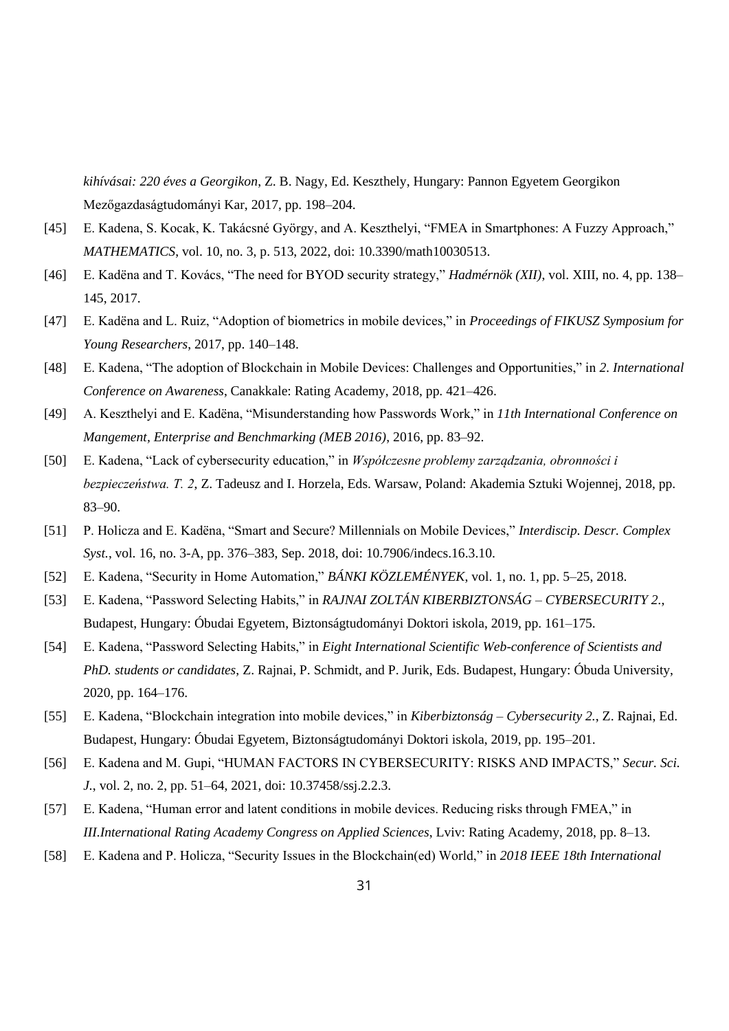*kihívásai: 220 éves a Georgikon*, Z. B. Nagy, Ed. Keszthely, Hungary: Pannon Egyetem Georgikon Mezőgazdaságtudományi Kar, 2017, pp. 198–204.

[45] E. Kadena, S. Kocak, K. Takácsné György, and A. Keszthelyi, "FMEA in Smartphones: A Fuzzy Approach," *MATHEMATICS*, vol. 10, no. 3, p. 513, 2022, doi: 10.3390/math10030513.

[46] E. Kadëna and T. Kovács, "The need for BYOD security strategy," *Hadmérnök (XII)*, vol. XIII, no. 4, pp. 138–145, 2017.

[47] E. Kadëna and L. Ruiz, "Adoption of biometrics in mobile devices," in *Proceedings of FIKUSZ Symposium for Young Researchers*, 2017, pp. 140–148.

[48] E. Kadena, "The adoption of Blockchain in Mobile Devices: Challenges and Opportunities," in *2. International Conference on Awareness*, Canakkale: Rating Academy, 2018, pp. 421–426.

[49] A. Keszthelyi and E. Kadëna, "Misunderstanding how Passwords Work," in *11th International Conference on Mangement, Enterprise and Benchmarking (MEB 2016)*, 2016, pp. 83–92.

[50] E. Kadena, "Lack of cybersecurity education," in *Współczesne problemy zarządzania, obronności i bezpieczeństwa. T. 2*, Z. Tadeusz and I. Horzela, Eds. Warsaw, Poland: Akademia Sztuki Wojennej, 2018, pp. 83–90.

[51] P. Holicza and E. Kadëna, "Smart and Secure? Millennials on Mobile Devices," *Interdiscip. Descr. Complex Syst.*, vol. 16, no. 3-A, pp. 376–383, Sep. 2018, doi: 10.7906/indecs.16.3.10.

[52] E. Kadena, "Security in Home Automation," *BÁNKI KÖZLEMÉNYEK*, vol. 1, no. 1, pp. 5–25, 2018.

[53] E. Kadena, "Password Selecting Habits," in *RAJNAI ZOLTÁN KIBERBIZTONSÁG – CYBERSECURITY 2.*, Budapest, Hungary: Óbudai Egyetem, Biztonságtudományi Doktori iskola, 2019, pp. 161–175.

[54] E. Kadena, "Password Selecting Habits," in *Eight International Scientific Web-conference of Scientists and PhD. students or candidates*, Z. Rajnai, P. Schmidt, and P. Jurik, Eds. Budapest, Hungary: Óbuda University, 2020, pp. 164–176.

[55] E. Kadena, "Blockchain integration into mobile devices," in *Kiberbiztonság – Cybersecurity 2.*, Z. Rajnai, Ed. Budapest, Hungary: Óbudai Egyetem, Biztonságtudományi Doktori iskola, 2019, pp. 195–201.

[56] E. Kadena and M. Gupi, "HUMAN FACTORS IN CYBERSECURITY: RISKS AND IMPACTS," *Secur. Sci. J.*, vol. 2, no. 2, pp. 51–64, 2021, doi: 10.37458/ssj.2.2.3.

[57] E. Kadena, "Human error and latent conditions in mobile devices. Reducing risks through FMEA," in *III.International Rating Academy Congress on Applied Sciences*, Lviv: Rating Academy, 2018, pp. 8–13.

[58] E. Kadena and P. Holicza, "Security Issues in the Blockchain(ed) World," in *2018 IEEE 18th International*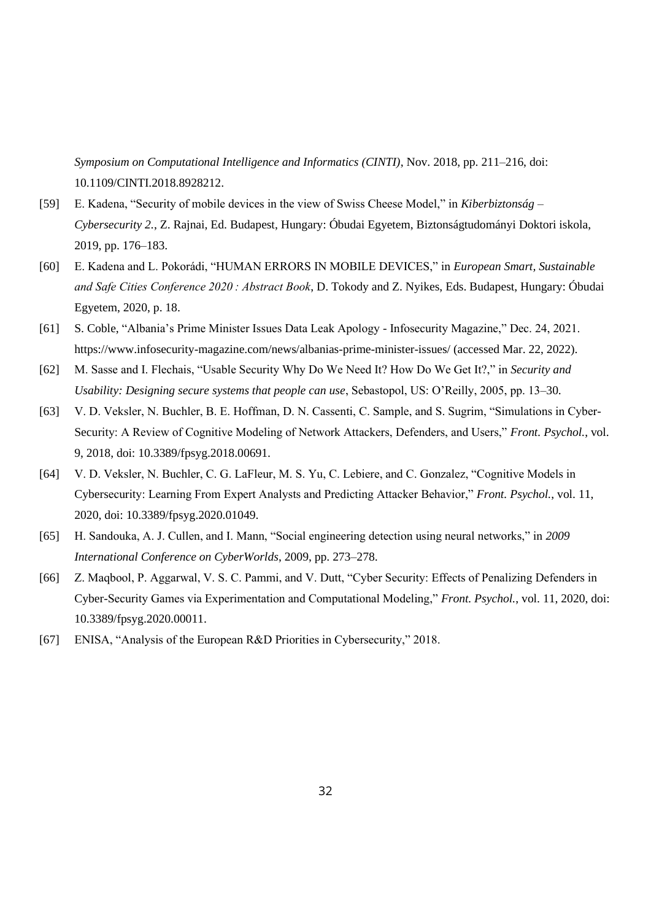*Symposium on Computational Intelligence and Informatics (CINTI)*, Nov. 2018, pp. 211–216, doi: 10.1109/CINTI.2018.8928212.

[59] E. Kadena, "Security of mobile devices in the view of Swiss Cheese Model," in *Kiberbiztonság – Cybersecurity 2.*, Z. Rajnai, Ed. Budapest, Hungary: Óbudai Egyetem, Biztonságtudományi Doktori iskola, 2019, pp. 176–183.

[60] E. Kadena and L. Pokorádi, "HUMAN ERRORS IN MOBILE DEVICES," in *European Smart, Sustainable and Safe Cities Conference 2020 : Abstract Book*, D. Tokody and Z. Nyikes, Eds. Budapest, Hungary: Óbudai Egyetem, 2020, p. 18.

[61] S. Coble, "Albania's Prime Minister Issues Data Leak Apology - Infosecurity Magazine," Dec. 24, 2021. https://www.infosecurity-magazine.com/news/albanias-prime-minister-issues/ (accessed Mar. 22, 2022).

[62] M. Sasse and I. Flechais, "Usable Security Why Do We Need It? How Do We Get It?," in *Security and Usability: Designing secure systems that people can use*, Sebastopol, US: O'Reilly, 2005, pp. 13–30.

[63] V. D. Veksler, N. Buchler, B. E. Hoffman, D. N. Cassenti, C. Sample, and S. Sugrim, "Simulations in Cyber-Security: A Review of Cognitive Modeling of Network Attackers, Defenders, and Users," *Front. Psychol.*, vol. 9, 2018, doi: 10.3389/fpsyg.2018.00691.

[64] V. D. Veksler, N. Buchler, C. G. LaFleur, M. S. Yu, C. Lebiere, and C. Gonzalez, "Cognitive Models in Cybersecurity: Learning From Expert Analysts and Predicting Attacker Behavior," *Front. Psychol.*, vol. 11, 2020, doi: 10.3389/fpsyg.2020.01049.

[65] H. Sandouka, A. J. Cullen, and I. Mann, "Social engineering detection using neural networks," in *2009 International Conference on CyberWorlds*, 2009, pp. 273–278.

[66] Z. Maqbool, P. Aggarwal, V. S. C. Pammi, and V. Dutt, "Cyber Security: Effects of Penalizing Defenders in Cyber-Security Games via Experimentation and Computational Modeling," *Front. Psychol.*, vol. 11, 2020, doi: 10.3389/fpsyg.2020.00011.

[67] ENISA, "Analysis of the European R&D Priorities in Cybersecurity," 2018.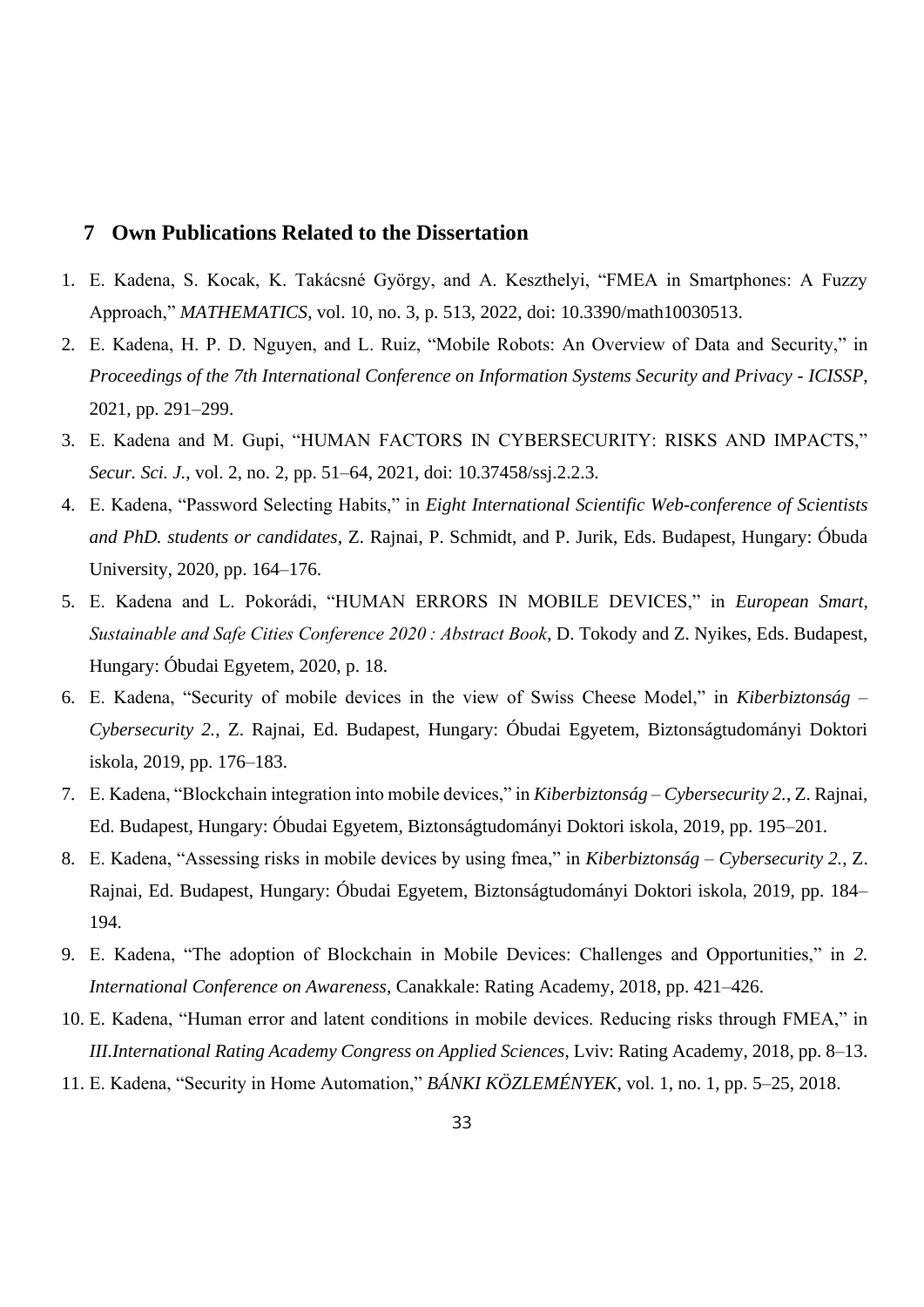## 7 Own Publications Related to the Dissertation

1. E. Kadena, S. Kocak, K. Takácsné György, and A. Keszthelyi, "FMEA in Smartphones: A Fuzzy Approach," *MATHEMATICS*, vol. 10, no. 3, p. 513, 2022, doi: 10.3390/math10030513.
2. E. Kadena, H. P. D. Nguyen, and L. Ruiz, "Mobile Robots: An Overview of Data and Security," in *Proceedings of the 7th International Conference on Information Systems Security and Privacy - ICISSP*, 2021, pp. 291–299.
3. E. Kadena and M. Gupi, "HUMAN FACTORS IN CYBERSECURITY: RISKS AND IMPACTS," *Secur. Sci. J.*, vol. 2, no. 2, pp. 51–64, 2021, doi: 10.37458/ssj.2.2.3.
4. E. Kadena, "Password Selecting Habits," in *Eight International Scientific Web-conference of Scientists and PhD. students or candidates*, Z. Rajnai, P. Schmidt, and P. Jurik, Eds. Budapest, Hungary: Óbuda University, 2020, pp. 164–176.
5. E. Kadena and L. Pokorádi, "HUMAN ERRORS IN MOBILE DEVICES," in *European Smart, Sustainable and Safe Cities Conference 2020 : Abstract Book*, D. Tokody and Z. Nyikes, Eds. Budapest, Hungary: Óbudai Egyetem, 2020, p. 18.
6. E. Kadena, "Security of mobile devices in the view of Swiss Cheese Model," in *Kiberbiztonság – Cybersecurity 2.*, Z. Rajnai, Ed. Budapest, Hungary: Óbudai Egyetem, Biztonságtudományi Doktori iskola, 2019, pp. 176–183.
7. E. Kadena, "Blockchain integration into mobile devices," in *Kiberbiztonság – Cybersecurity 2.*, Z. Rajnai, Ed. Budapest, Hungary: Óbudai Egyetem, Biztonságtudományi Doktori iskola, 2019, pp. 195–201.
8. E. Kadena, "Assessing risks in mobile devices by using fmea," in *Kiberbiztonság – Cybersecurity 2.*, Z. Rajnai, Ed. Budapest, Hungary: Óbudai Egyetem, Biztonságtudományi Doktori iskola, 2019, pp. 184–194.
9. E. Kadena, "The adoption of Blockchain in Mobile Devices: Challenges and Opportunities," in *2. International Conference on Awareness*, Canakkale: Rating Academy, 2018, pp. 421–426.
10. E. Kadena, "Human error and latent conditions in mobile devices. Reducing risks through FMEA," in *III.International Rating Academy Congress on Applied Sciences*, Lviv: Rating Academy, 2018, pp. 8–13.
11. E. Kadena, "Security in Home Automation," *BÁNKI KÖZLEMÉNYEK*, vol. 1, no. 1, pp. 5–25, 2018.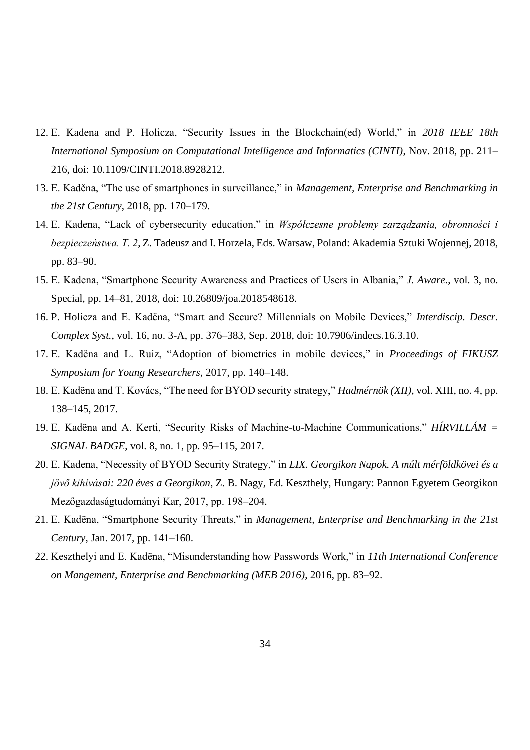12. E. Kadena and P. Holicza, "Security Issues in the Blockchain(ed) World," in *2018 IEEE 18th International Symposium on Computational Intelligence and Informatics (CINTI)*, Nov. 2018, pp. 211–216, doi: 10.1109/CINTI.2018.8928212.
13. E. Kadĕna, "The use of smartphones in surveillance," in *Management, Enterprise and Benchmarking in the 21st Century*, 2018, pp. 170–179.
14. E. Kadena, "Lack of cybersecurity education," in *Współczesne problemy zarządzania, obronności i bezpieczeństwa. T. 2*, Z. Tadeusz and I. Horzela, Eds. Warsaw, Poland: Akademia Sztuki Wojennej, 2018, pp. 83–90.
15. E. Kadena, "Smartphone Security Awareness and Practices of Users in Albania," *J. Aware.*, vol. 3, no. Special, pp. 14–81, 2018, doi: 10.26809/joa.2018548618.
16. P. Holicza and E. Kadëna, "Smart and Secure? Millennials on Mobile Devices," *Interdiscip. Descr. Complex Syst.*, vol. 16, no. 3-A, pp. 376–383, Sep. 2018, doi: 10.7906/indecs.16.3.10.
17. E. Kadëna and L. Ruiz, "Adoption of biometrics in mobile devices," in *Proceedings of FIKUSZ Symposium for Young Researchers*, 2017, pp. 140–148.
18. E. Kadëna and T. Kovács, "The need for BYOD security strategy," *Hadmérnök (XII)*, vol. XIII, no. 4, pp. 138–145, 2017.
19. E. Kadëna and A. Kerti, "Security Risks of Machine-to-Machine Communications," *HÍRVILLÁM = SIGNAL BADGE*, vol. 8, no. 1, pp. 95–115, 2017.
20. E. Kadena, "Necessity of BYOD Security Strategy," in *LIX. Georgikon Napok. A múlt mérföldkövei és a jövő kihívásai: 220 éves a Georgikon*, Z. B. Nagy, Ed. Keszthely, Hungary: Pannon Egyetem Georgikon Mezőgazdaságtudományi Kar, 2017, pp. 198–204.
21. E. Kadëna, "Smartphone Security Threats," in *Management, Enterprise and Benchmarking in the 21st Century*, Jan. 2017, pp. 141–160.
22. Keszthelyi and E. Kadëna, "Misunderstanding how Passwords Work," in *11th International Conference on Mangement, Enterprise and Benchmarking (MEB 2016)*, 2016, pp. 83–92.